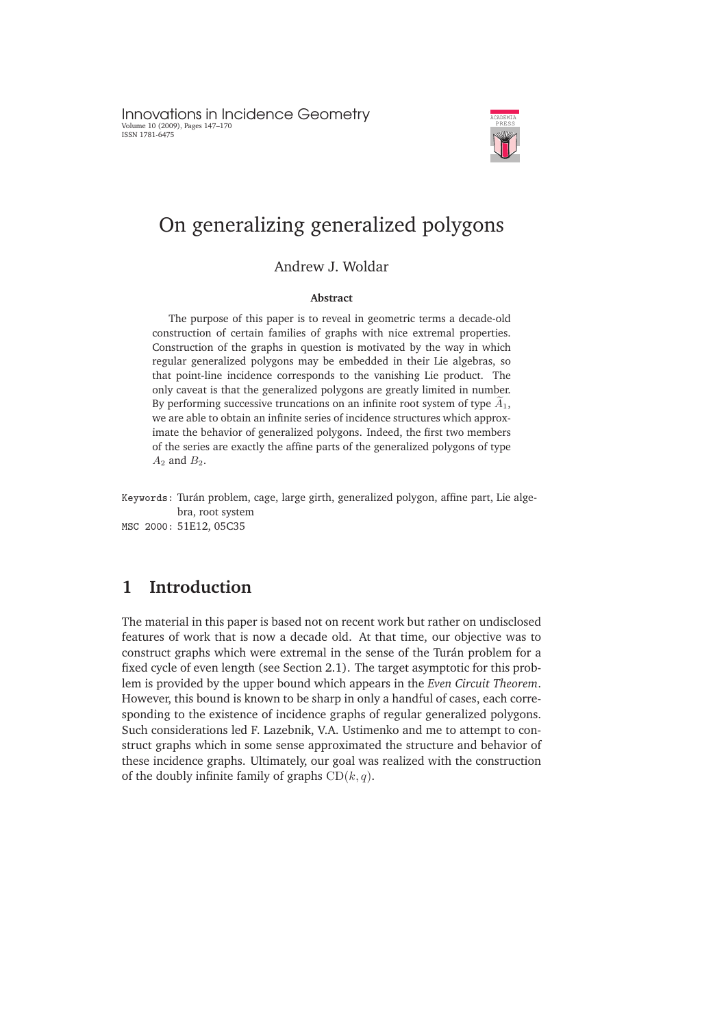# On generalizing generalized polygons

Andrew J. Woldar

**Abstract**

The purpose of this paper is to reveal in geometric terms a decade-old construction of certain families of graphs with nice extremal properties. Construction of the graphs in question is motivated by the way in which regular generalized polygons may be embedded in their Lie algebras, so that point-line incidence corresponds to the vanishing Lie product. The only caveat is that the generalized polygons are greatly limited in number. By performing successive truncations on an infinite root system of type $\widetilde{A}_1$, we are able to obtain an infinite series of incidence structures which approximate the behavior of generalized polygons. Indeed, the first two members of the series are exactly the affine parts of the generalized polygons of type $A_2$ and $B_2$.

Keywords: Turán problem, cage, large girth, generalized polygon, affine part, Lie algebra, root system

MSC 2000: 51E12, 05C35

## 1 Introduction

The material in this paper is based not on recent work but rather on undisclosed features of work that is now a decade old. At that time, our objective was to construct graphs which were extremal in the sense of the Turán problem for a fixed cycle of even length (see Section 2.1). The target asymptotic for this problem is provided by the upper bound which appears in the *Even Circuit Theorem*. However, this bound is known to be sharp in only a handful of cases, each corresponding to the existence of incidence graphs of regular generalized polygons. Such considerations led F. Lazebnik, V.A. Ustimenko and me to attempt to construct graphs which in some sense approximated the structure and behavior of these incidence graphs. Ultimately, our goal was realized with the construction of the doubly infinite family of graphs $\mathrm{CD}(k, q)$.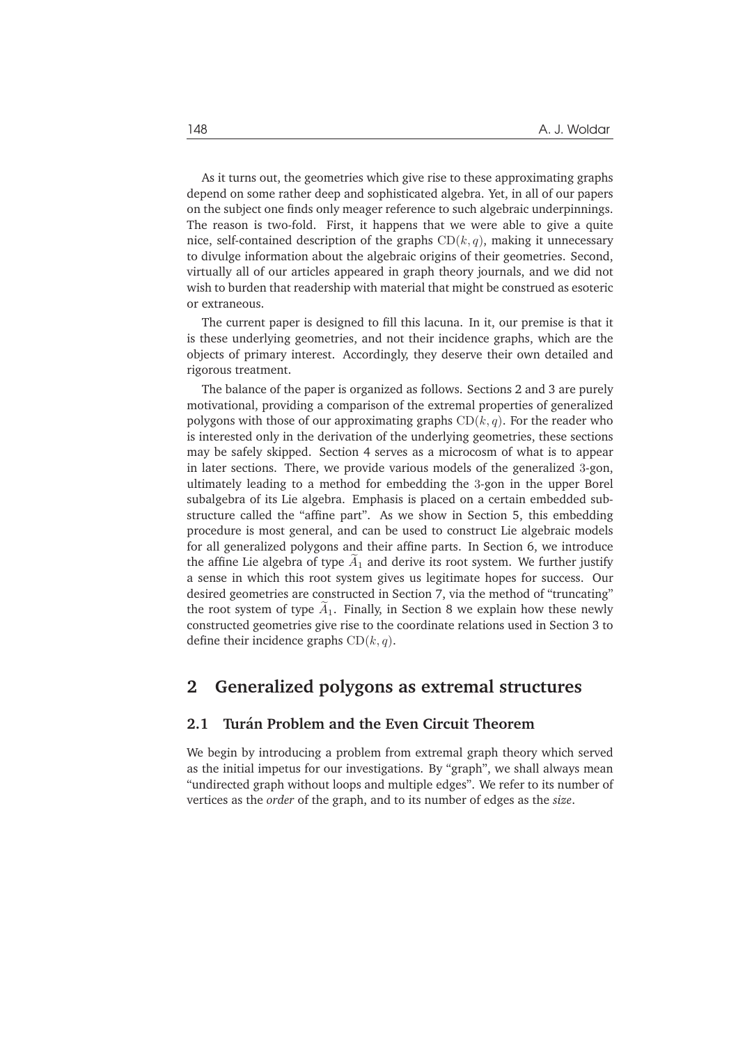As it turns out, the geometries which give rise to these approximating graphs depend on some rather deep and sophisticated algebra. Yet, in all of our papers on the subject one finds only meager reference to such algebraic underpinnings. The reason is two-fold. First, it happens that we were able to give a quite nice, self-contained description of the graphs $\mathrm{CD}(k, q)$, making it unnecessary to divulge information about the algebraic origins of their geometries. Second, virtually all of our articles appeared in graph theory journals, and we did not wish to burden that readership with material that might be construed as esoteric or extraneous.

The current paper is designed to fill this lacuna. In it, our premise is that it is these underlying geometries, and not their incidence graphs, which are the objects of primary interest. Accordingly, they deserve their own detailed and rigorous treatment.

The balance of the paper is organized as follows. Sections 2 and 3 are purely motivational, providing a comparison of the extremal properties of generalized polygons with those of our approximating graphs $\mathrm{CD}(k, q)$. For the reader who is interested only in the derivation of the underlying geometries, these sections may be safely skipped. Section 4 serves as a microcosm of what is to appear in later sections. There, we provide various models of the generalized $3$-gon, ultimately leading to a method for embedding the $3$-gon in the upper Borel subalgebra of its Lie algebra. Emphasis is placed on a certain embedded substructure called the "affine part". As we show in Section 5, this embedding procedure is most general, and can be used to construct Lie algebraic models for all generalized polygons and their affine parts. In Section 6, we introduce the affine Lie algebra of type $\widetilde{A}_1$ and derive its root system. We further justify a sense in which this root system gives us legitimate hopes for success. Our desired geometries are constructed in Section 7, via the method of "truncating" the root system of type $\widetilde{A}_1$. Finally, in Section 8 we explain how these newly constructed geometries give rise to the coordinate relations used in Section 3 to define their incidence graphs $\mathrm{CD}(k, q)$.

## 2 Generalized polygons as extremal structures

### 2.1 Turán Problem and the Even Circuit Theorem

We begin by introducing a problem from extremal graph theory which served as the initial impetus for our investigations. By "graph", we shall always mean "undirected graph without loops and multiple edges". We refer to its number of vertices as the *order* of the graph, and to its number of edges as the *size*.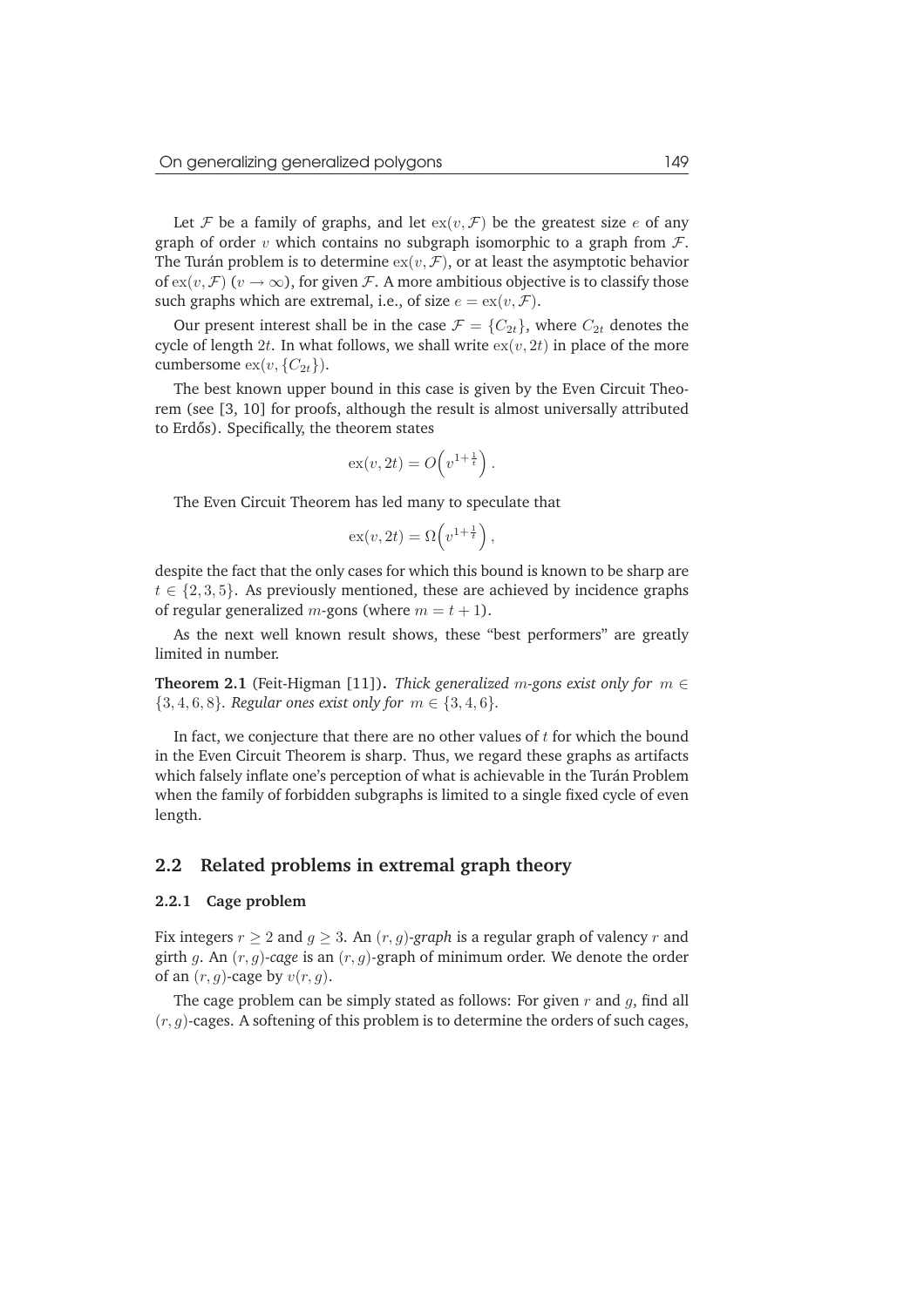Let $\mathcal{F}$ be a family of graphs, and let $\mathrm{ex}(v, \mathcal{F})$ be the greatest size $e$ of any graph of order $v$ which contains no subgraph isomorphic to a graph from $\mathcal{F}$. The Turán problem is to determine $\mathrm{ex}(v, \mathcal{F})$, or at least the asymptotic behavior of $\mathrm{ex}(v, \mathcal{F})$ ($v \to \infty$), for given $\mathcal{F}$. A more ambitious objective is to classify those such graphs which are extremal, i.e., of size $e = \mathrm{ex}(v, \mathcal{F})$.

Our present interest shall be in the case $\mathcal{F} = \{C_{2t}\}$, where $C_{2t}$ denotes the cycle of length $2t$. In what follows, we shall write $\mathrm{ex}(v, 2t)$ in place of the more cumbersome $\mathrm{ex}(v, \{C_{2t}\})$.

The best known upper bound in this case is given by the Even Circuit Theorem (see [3, 10] for proofs, although the result is almost universally attributed to Erdős). Specifically, the theorem states

$$\mathrm{ex}(v, 2t) = O\left(v^{1+\frac{1}{t}}\right).$$

The Even Circuit Theorem has led many to speculate that

$$\mathrm{ex}(v, 2t) = \Omega\left(v^{1+\frac{1}{t}}\right),$$

despite the fact that the only cases for which this bound is known to be sharp are $t \in \{2, 3, 5\}$. As previously mentioned, these are achieved by incidence graphs of regular generalized $m$-gons (where $m = t + 1$).

As the next well known result shows, these "best performers" are greatly limited in number.

**Theorem 2.1** (Feit-Higman [11])**.** *Thick generalized $m$-gons exist only for $m \in \{3, 4, 6, 8\}$. Regular ones exist only for $m \in \{3, 4, 6\}$.*

In fact, we conjecture that there are no other values of $t$ for which the bound in the Even Circuit Theorem is sharp. Thus, we regard these graphs as artifacts which falsely inflate one's perception of what is achievable in the Turán Problem when the family of forbidden subgraphs is limited to a single fixed cycle of even length.

## 2.2 Related problems in extremal graph theory

### 2.2.1 Cage problem

Fix integers $r \geq 2$ and $g \geq 3$. An $(r, g)$*-graph* is a regular graph of valency $r$ and girth $g$. An $(r, g)$*-cage* is an $(r, g)$-graph of minimum order. We denote the order of an $(r, g)$-cage by $v(r, g)$.

The cage problem can be simply stated as follows: For given $r$ and $g$, find all $(r, g)$-cages. A softening of this problem is to determine the orders of such cages,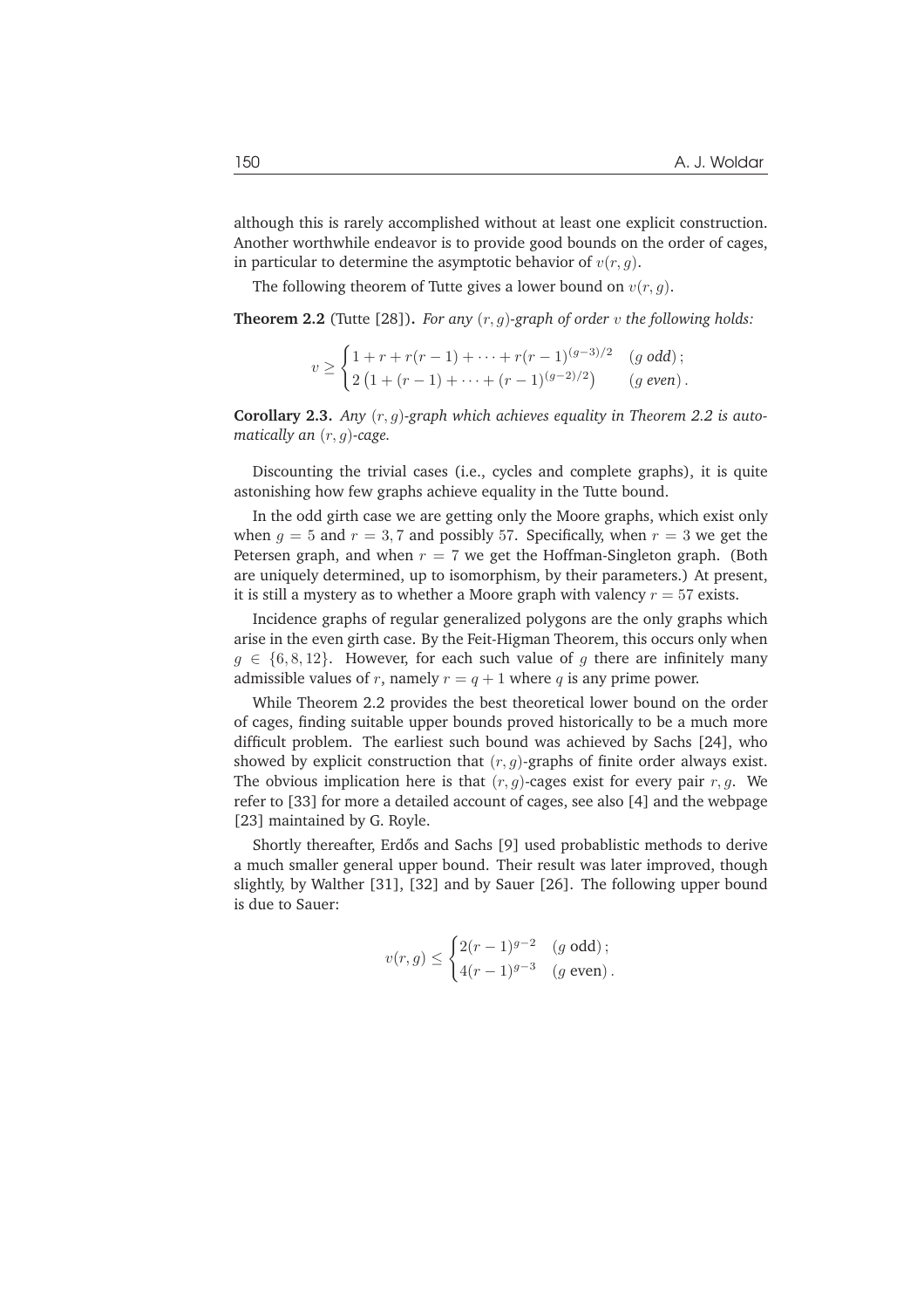although this is rarely accomplished without at least one explicit construction. Another worthwhile endeavor is to provide good bounds on the order of cages, in particular to determine the asymptotic behavior of $v(r, g)$.

The following theorem of Tutte gives a lower bound on $v(r, g)$.

**Theorem 2.2** (Tutte [28])**.** *For any $(r, g)$-graph of order $v$ the following holds:*

$$v \geq \begin{cases} 1 + r + r(r-1) + \cdots + r(r-1)^{(g-3)/2} & (g \text{ odd}); \\ 2\left(1 + (r-1) + \cdots + (r-1)^{(g-2)/2}\right) & (g \text{ even}). \end{cases}$$

**Corollary 2.3.** *Any $(r, g)$-graph which achieves equality in Theorem 2.2 is automatically an $(r, g)$-cage.*

Discounting the trivial cases (i.e., cycles and complete graphs), it is quite astonishing how few graphs achieve equality in the Tutte bound.

In the odd girth case we are getting only the Moore graphs, which exist only when $g = 5$ and $r = 3, 7$ and possibly $57$. Specifically, when $r = 3$ we get the Petersen graph, and when $r = 7$ we get the Hoffman-Singleton graph. (Both are uniquely determined, up to isomorphism, by their parameters.) At present, it is still a mystery as to whether a Moore graph with valency $r = 57$ exists.

Incidence graphs of regular generalized polygons are the only graphs which arise in the even girth case. By the Feit-Higman Theorem, this occurs only when $g \in \{6, 8, 12\}$. However, for each such value of $g$ there are infinitely many admissible values of $r$, namely $r = q + 1$ where $q$ is any prime power.

While Theorem 2.2 provides the best theoretical lower bound on the order of cages, finding suitable upper bounds proved historically to be a much more difficult problem. The earliest such bound was achieved by Sachs [24], who showed by explicit construction that $(r, g)$-graphs of finite order always exist. The obvious implication here is that $(r, g)$-cages exist for every pair $r, g$. We refer to [33] for more a detailed account of cages, see also [4] and the webpage [23] maintained by G. Royle.

Shortly thereafter, Erdős and Sachs [9] used probablistic methods to derive a much smaller general upper bound. Their result was later improved, though slightly, by Walther [31], [32] and by Sauer [26]. The following upper bound is due to Sauer:

$$v(r, g) \leq \begin{cases} 2(r-1)^{g-2} & (g \text{ odd}); \\ 4(r-1)^{g-3} & (g \text{ even}). \end{cases}$$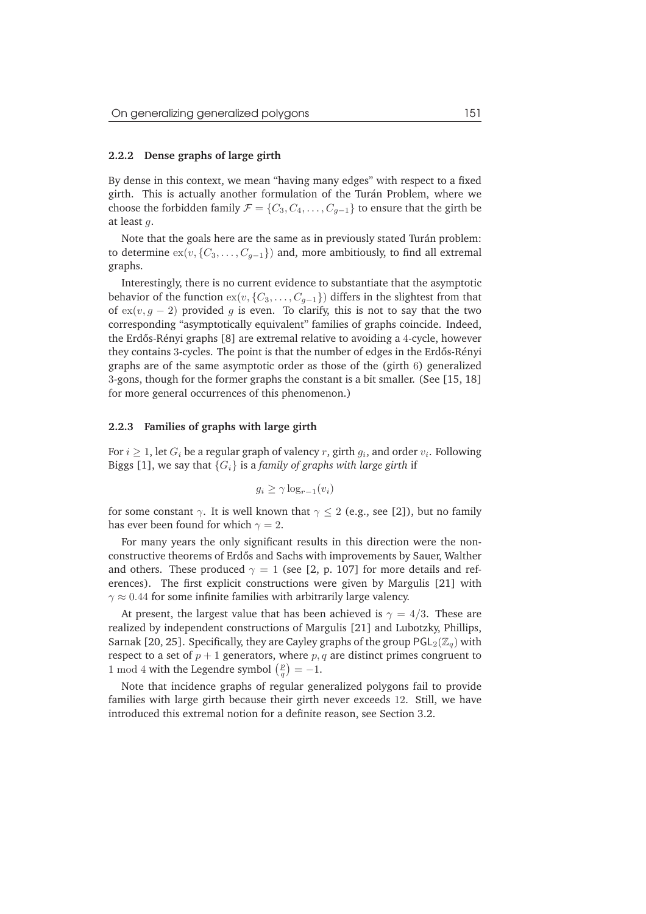### 2.2.2 Dense graphs of large girth

By dense in this context, we mean "having many edges" with respect to a fixed girth. This is actually another formulation of the Turán Problem, where we choose the forbidden family $\mathcal{F} = \{C_3, C_4, \ldots, C_{g-1}\}$ to ensure that the girth be at least $g$.

Note that the goals here are the same as in previously stated Turán problem: to determine $\mathrm{ex}(v, \{C_3, \ldots, C_{g-1}\})$ and, more ambitiously, to find all extremal graphs.

Interestingly, there is no current evidence to substantiate that the asymptotic behavior of the function $\mathrm{ex}(v, \{C_3, \ldots, C_{g-1}\})$ differs in the slightest from that of $\mathrm{ex}(v, g-2)$ provided $g$ is even. To clarify, this is not to say that the two corresponding "asymptotically equivalent" families of graphs coincide. Indeed, the Erdős-Rényi graphs [8] are extremal relative to avoiding a 4-cycle, however they contains 3-cycles. The point is that the number of edges in the Erdős-Rényi graphs are of the same asymptotic order as those of the (girth 6) generalized 3-gons, though for the former graphs the constant is a bit smaller. (See [15, 18] for more general occurrences of this phenomenon.)

### 2.2.3 Families of graphs with large girth

For $i \geq 1$, let $G_i$ be a regular graph of valency $r$, girth $g_i$, and order $v_i$. Following Biggs [1], we say that $\{G_i\}$ is a *family of graphs with large girth* if

$$g_i \geq \gamma \log_{r-1}(v_i)$$

for some constant $\gamma$. It is well known that $\gamma \leq 2$ (e.g., see [2]), but no family has ever been found for which $\gamma = 2$.

For many years the only significant results in this direction were the non-constructive theorems of Erdős and Sachs with improvements by Sauer, Walther and others. These produced $\gamma = 1$ (see [2, p. 107] for more details and references). The first explicit constructions were given by Margulis [21] with $\gamma \approx 0.44$ for some infinite families with arbitrarily large valency.

At present, the largest value that has been achieved is $\gamma = 4/3$. These are realized by independent constructions of Margulis [21] and Lubotzky, Phillips, Sarnak [20, 25]. Specifically, they are Cayley graphs of the group $\mathsf{PGL}_2(\mathbb{Z}_q)$ with respect to a set of $p+1$ generators, where $p, q$ are distinct primes congruent to $1 \bmod 4$ with the Legendre symbol $\left(\frac{p}{q}\right) = -1$.

Note that incidence graphs of regular generalized polygons fail to provide families with large girth because their girth never exceeds 12. Still, we have introduced this extremal notion for a definite reason, see Section 3.2.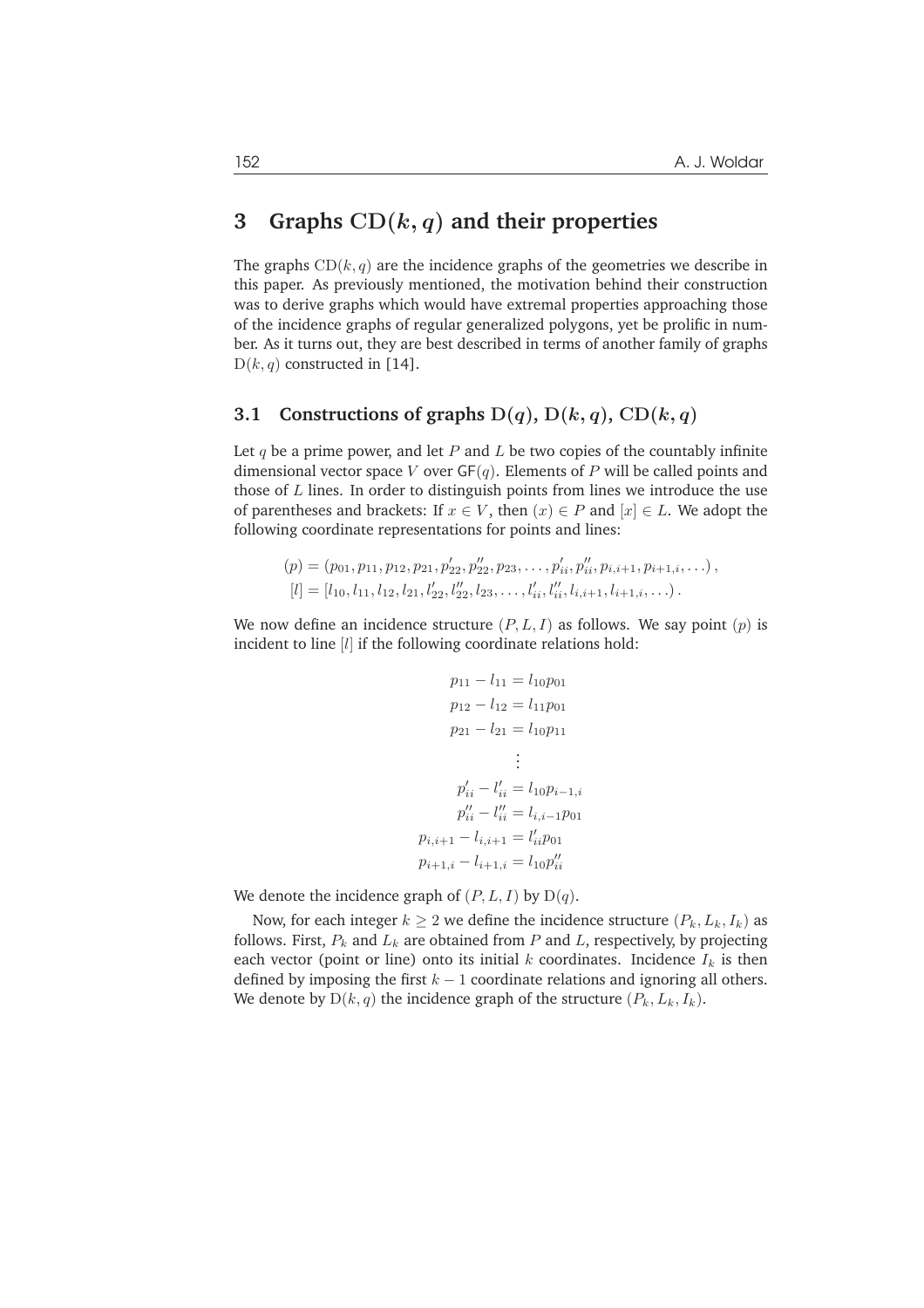## 3 Graphs $\mathrm{CD}(k, q)$ and their properties

The graphs $\mathrm{CD}(k, q)$ are the incidence graphs of the geometries we describe in this paper. As previously mentioned, the motivation behind their construction was to derive graphs which would have extremal properties approaching those of the incidence graphs of regular generalized polygons, yet be prolific in number. As it turns out, they are best described in terms of another family of graphs $\mathrm{D}(k, q)$ constructed in [14].

### 3.1 Constructions of graphs $\mathrm{D}(q)$, $\mathrm{D}(k, q)$, $\mathrm{CD}(k, q)$

Let $q$ be a prime power, and let $P$ and $L$ be two copies of the countably infinite dimensional vector space $V$ over $\mathsf{GF}(q)$. Elements of $P$ will be called points and those of $L$ lines. In order to distinguish points from lines we introduce the use of parentheses and brackets: If $x \in V$, then $(x) \in P$ and $[x] \in L$. We adopt the following coordinate representations for points and lines:

$$
\begin{aligned}
(p) &= (p_{01}, p_{11}, p_{12}, p_{21}, p'_{22}, p''_{22}, p_{23}, \ldots, p'_{ii}, p''_{ii}, p_{i,i+1}, p_{i+1,i}, \ldots), \\
[l] &= [l_{10}, l_{11}, l_{12}, l_{21}, l'_{22}, l''_{22}, l_{23}, \ldots, l'_{ii}, l''_{ii}, l_{i,i+1}, l_{i+1,i}, \ldots).
\end{aligned}
$$

We now define an incidence structure $(P, L, I)$ as follows. We say point $(p)$ is incident to line $[l]$ if the following coordinate relations hold:

$$
\begin{aligned}
p_{11} - l_{11} &= l_{10} p_{01} \\
p_{12} - l_{12} &= l_{11} p_{01} \\
p_{21} - l_{21} &= l_{10} p_{11} \\
&\vdots \\
p'_{ii} - l'_{ii} &= l_{10} p_{i-1,i} \\
p''_{ii} - l''_{ii} &= l_{i,i-1} p_{01} \\
p_{i,i+1} - l_{i,i+1} &= l'_{ii} p_{01} \\
p_{i+1,i} - l_{i+1,i} &= l_{10} p''_{ii}
\end{aligned}
$$

We denote the incidence graph of $(P, L, I)$ by $\mathrm{D}(q)$.

Now, for each integer $k \geq 2$ we define the incidence structure $(P_k, L_k, I_k)$ as follows. First, $P_k$ and $L_k$ are obtained from $P$ and $L$, respectively, by projecting each vector (point or line) onto its initial $k$ coordinates. Incidence $I_k$ is then defined by imposing the first $k-1$ coordinate relations and ignoring all others. We denote by $\mathrm{D}(k, q)$ the incidence graph of the structure $(P_k, L_k, I_k)$.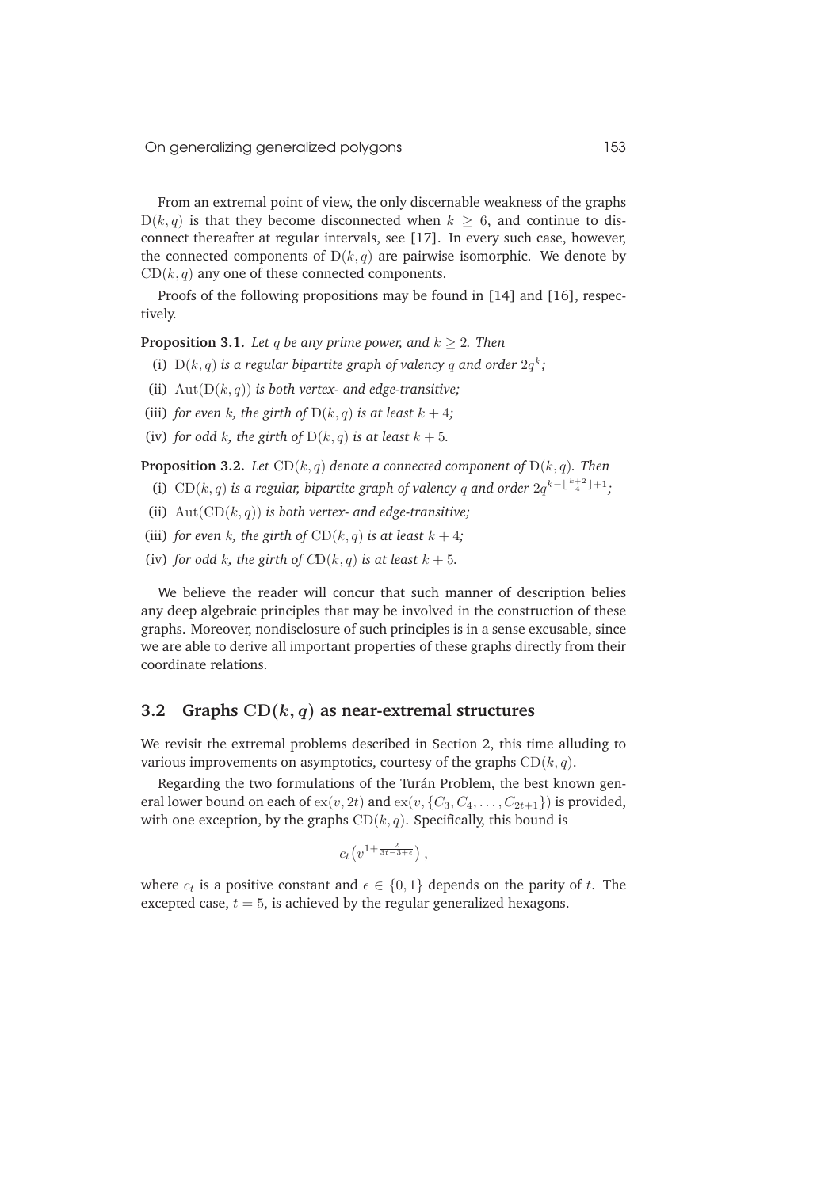From an extremal point of view, the only discernable weakness of the graphs $\mathrm{D}(k, q)$ is that they become disconnected when $k \geq 6$, and continue to disconnect thereafter at regular intervals, see [17]. In every such case, however, the connected components of $\mathrm{D}(k, q)$ are pairwise isomorphic. We denote by $\mathrm{CD}(k, q)$ any one of these connected components.

Proofs of the following propositions may be found in [14] and [16], respectively.

**Proposition 3.1.** *Let $q$ be any prime power, and $k \geq 2$. Then*

(i) *$\mathrm{D}(k, q)$ is a regular bipartite graph of valency $q$ and order $2q^k$;*

(ii) *$\mathrm{Aut}(\mathrm{D}(k, q))$ is both vertex- and edge-transitive;*

(iii) *for even $k$, the girth of $\mathrm{D}(k, q)$ is at least $k + 4$;*

(iv) *for odd $k$, the girth of $\mathrm{D}(k, q)$ is at least $k + 5$.*

**Proposition 3.2.** *Let $\mathrm{CD}(k, q)$ denote a connected component of $\mathrm{D}(k, q)$. Then*

(i) *$\mathrm{CD}(k, q)$ is a regular, bipartite graph of valency $q$ and order $2q^{k-\lfloor \frac{k+2}{4} \rfloor+1}$;*

(ii) *$\mathrm{Aut}(\mathrm{CD}(k, q))$ is both vertex- and edge-transitive;*

(iii) *for even $k$, the girth of $\mathrm{CD}(k, q)$ is at least $k + 4$;*

(iv) *for odd $k$, the girth of $\mathrm{CD}(k, q)$ is at least $k + 5$.*

We believe the reader will concur that such manner of description belies any deep algebraic principles that may be involved in the construction of these graphs. Moreover, nondisclosure of such principles is in a sense excusable, since we are able to derive all important properties of these graphs directly from their coordinate relations.

## 3.2 Graphs $\mathrm{CD}(k, q)$ as near-extremal structures

We revisit the extremal problems described in Section 2, this time alluding to various improvements on asymptotics, courtesy of the graphs $\mathrm{CD}(k, q)$.

Regarding the two formulations of the Turán Problem, the best known general lower bound on each of $\mathrm{ex}(v, 2t)$ and $\mathrm{ex}(v, \{C_3, C_4, \ldots, C_{2t+1}\})$ is provided, with one exception, by the graphs $\mathrm{CD}(k, q)$. Specifically, this bound is

$$c_t\left(v^{1+\frac{2}{3t-3+\epsilon}}\right),$$

where $c_t$ is a positive constant and $\epsilon \in \{0, 1\}$ depends on the parity of $t$. The excepted case, $t = 5$, is achieved by the regular generalized hexagons.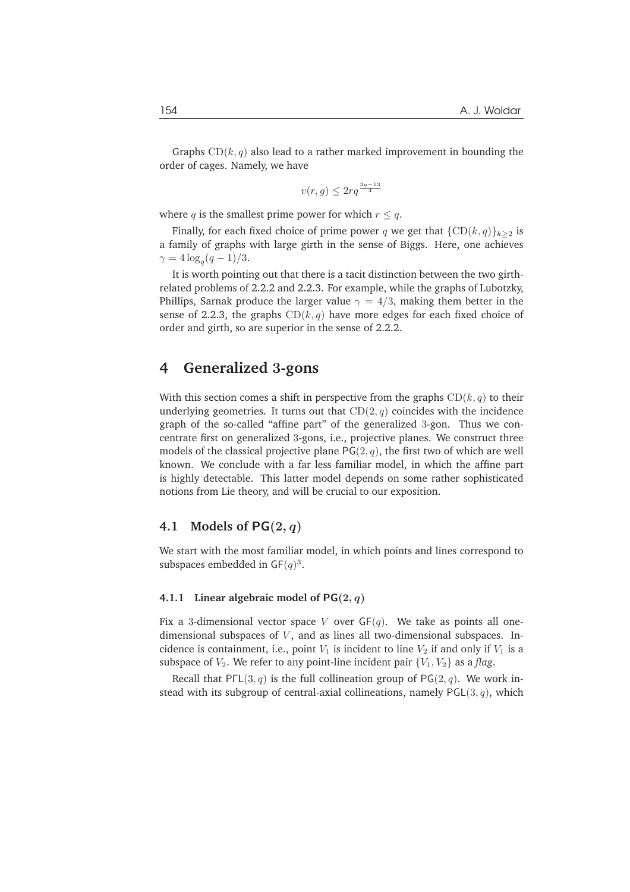Graphs $\mathrm{CD}(k, q)$ also lead to a rather marked improvement in bounding the order of cages. Namely, we have

$$v(r, g) \leq 2rq^{\frac{3g-13}{4}}$$

where $q$ is the smallest prime power for which $r \leq q$.

Finally, for each fixed choice of prime power $q$ we get that $\{\mathrm{CD}(k, q)\}_{k \geq 2}$ is a family of graphs with large girth in the sense of Biggs. Here, one achieves $\gamma = 4 \log_q(q-1)/3$.

It is worth pointing out that there is a tacit distinction between the two girth-related problems of 2.2.2 and 2.2.3. For example, while the graphs of Lubotzky, Phillips, Sarnak produce the larger value $\gamma = 4/3$, making them better in the sense of 2.2.3, the graphs $\mathrm{CD}(k, q)$ have more edges for each fixed choice of order and girth, so are superior in the sense of 2.2.2.

## 4 Generalized 3-gons

With this section comes a shift in perspective from the graphs $\mathrm{CD}(k, q)$ to their underlying geometries. It turns out that $\mathrm{CD}(2, q)$ coincides with the incidence graph of the so-called "affine part" of the generalized 3-gon. Thus we concentrate first on generalized 3-gons, i.e., projective planes. We construct three models of the classical projective plane $\mathsf{PG}(2, q)$, the first two of which are well known. We conclude with a far less familiar model, in which the affine part is highly detectable. This latter model depends on some rather sophisticated notions from Lie theory, and will be crucial to our exposition.

### 4.1 Models of $\mathsf{PG}(2, q)$

We start with the most familiar model, in which points and lines correspond to subspaces embedded in $\mathsf{GF}(q)^3$.

#### 4.1.1 Linear algebraic model of $\mathsf{PG}(2, q)$

Fix a 3-dimensional vector space $V$ over $\mathsf{GF}(q)$. We take as points all one-dimensional subspaces of $V$, and as lines all two-dimensional subspaces. Incidence is containment, i.e., point $V_1$ is incident to line $V_2$ if and only if $V_1$ is a subspace of $V_2$. We refer to any point-line incident pair $\{V_1, V_2\}$ as a *flag*.

Recall that $\mathsf{P\Gamma L}(3, q)$ is the full collineation group of $\mathsf{PG}(2, q)$. We work instead with its subgroup of central-axial collineations, namely $\mathsf{PGL}(3, q)$, which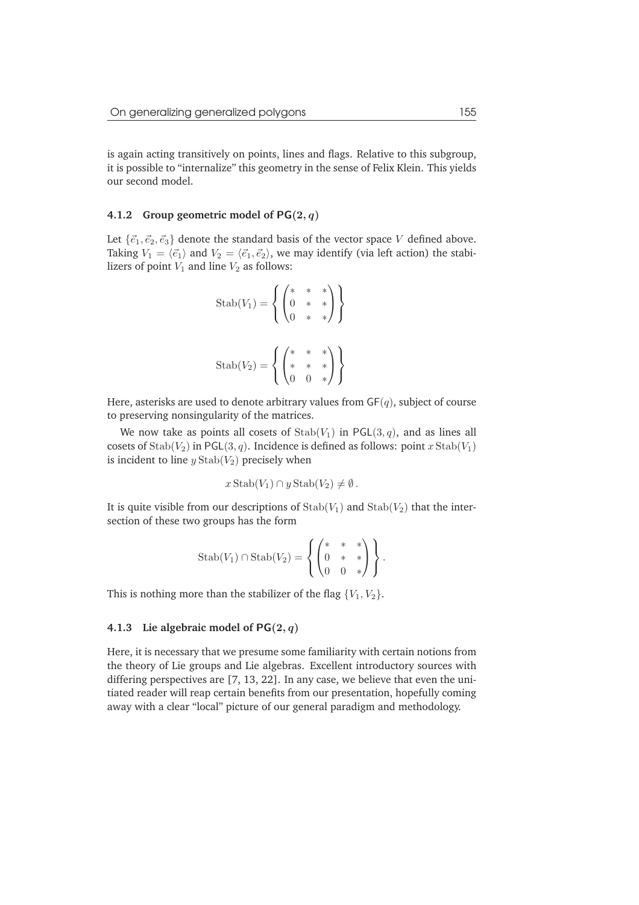is again acting transitively on points, lines and flags. Relative to this subgroup, it is possible to "internalize" this geometry in the sense of Felix Klein. This yields our second model.

### 4.1.2 Group geometric model of $\mathsf{PG}(2, q)$

Let $\{\vec{e}_1, \vec{e}_2, \vec{e}_3\}$ denote the standard basis of the vector space $V$ defined above. Taking $V_1 = \langle \vec{e}_1 \rangle$ and $V_2 = \langle \vec{e}_1, \vec{e}_2 \rangle$, we may identify (via left action) the stabilizers of point $V_1$ and line $V_2$ as follows:

$$\mathrm{Stab}(V_1) = \left\{ \begin{pmatrix} * & * & * \\ 0 & * & * \\ 0 & * & * \end{pmatrix} \right\}$$

$$\mathrm{Stab}(V_2) = \left\{ \begin{pmatrix} * & * & * \\ * & * & * \\ 0 & 0 & * \end{pmatrix} \right\}$$

Here, asterisks are used to denote arbitrary values from $\mathsf{GF}(q)$, subject of course to preserving nonsingularity of the matrices.

We now take as points all cosets of $\mathrm{Stab}(V_1)$ in $\mathsf{PGL}(3, q)$, and as lines all cosets of $\mathrm{Stab}(V_2)$ in $\mathsf{PGL}(3, q)$. Incidence is defined as follows: point $x\,\mathrm{Stab}(V_1)$ is incident to line $y\,\mathrm{Stab}(V_2)$ precisely when

$$x\,\mathrm{Stab}(V_1) \cap y\,\mathrm{Stab}(V_2) \neq \emptyset\,.$$

It is quite visible from our descriptions of $\mathrm{Stab}(V_1)$ and $\mathrm{Stab}(V_2)$ that the intersection of these two groups has the form

$$\mathrm{Stab}(V_1) \cap \mathrm{Stab}(V_2) = \left\{ \begin{pmatrix} * & * & * \\ 0 & * & * \\ 0 & 0 & * \end{pmatrix} \right\}.$$

This is nothing more than the stabilizer of the flag $\{V_1, V_2\}$.

### 4.1.3 Lie algebraic model of $\mathsf{PG}(2, q)$

Here, it is necessary that we presume some familiarity with certain notions from the theory of Lie groups and Lie algebras. Excellent introductory sources with differing perspectives are [7, 13, 22]. In any case, we believe that even the uninitiated reader will reap certain benefits from our presentation, hopefully coming away with a clear "local" picture of our general paradigm and methodology.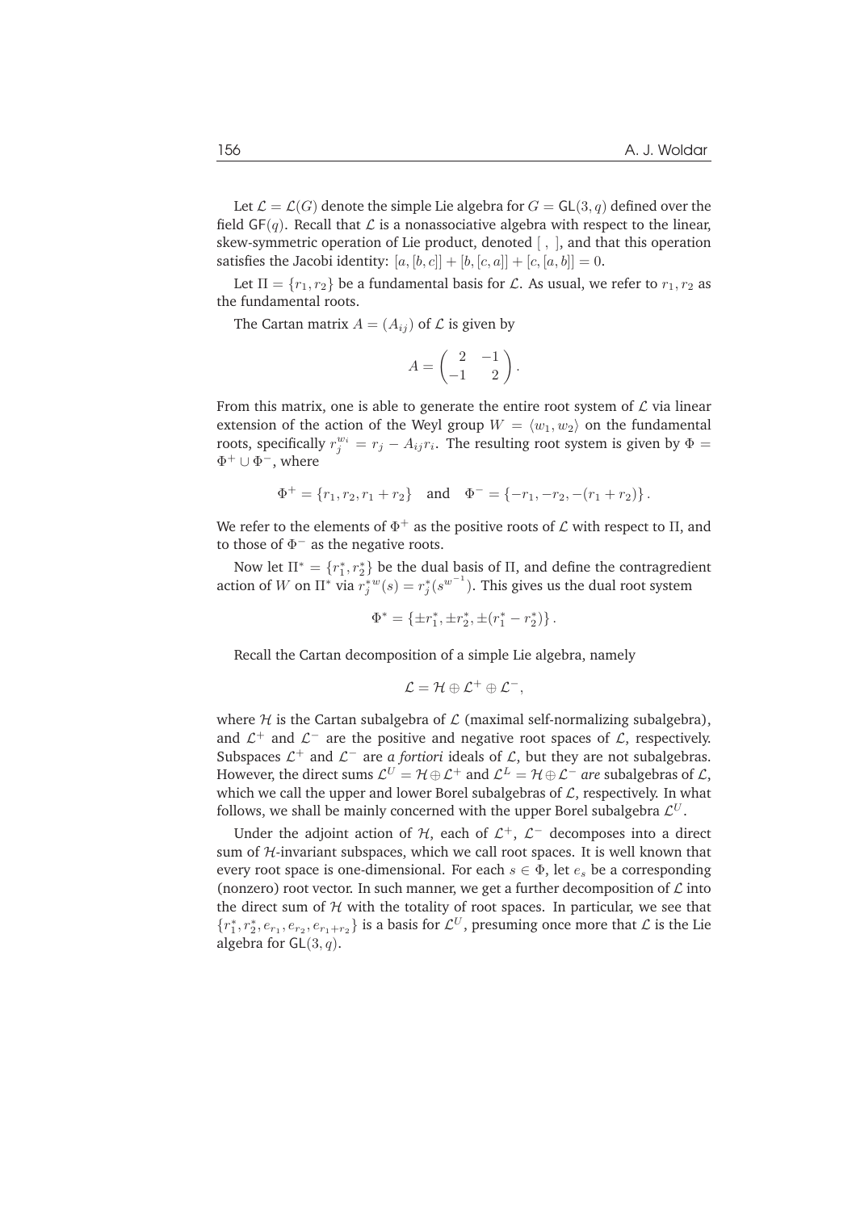Let $\mathcal{L} = \mathcal{L}(G)$ denote the simple Lie algebra for $G = \mathsf{GL}(3, q)$ defined over the field $\mathsf{GF}(q)$. Recall that $\mathcal{L}$ is a nonassociative algebra with respect to the linear, skew-symmetric operation of Lie product, denoted $[\ ,\ ]$, and that this operation satisfies the Jacobi identity: $[a, [b, c]] + [b, [c, a]] + [c, [a, b]] = 0$.

Let $\Pi = \{r_1, r_2\}$ be a fundamental basis for $\mathcal{L}$. As usual, we refer to $r_1, r_2$ as the fundamental roots.

The Cartan matrix $A = (A_{ij})$ of $\mathcal{L}$ is given by

$$A = \begin{pmatrix} 2 & -1 \\ -1 & 2 \end{pmatrix}.$$

From this matrix, one is able to generate the entire root system of $\mathcal{L}$ via linear extension of the action of the Weyl group $W = \langle w_1, w_2 \rangle$ on the fundamental roots, specifically $r_j^{w_i} = r_j - A_{ij} r_i$. The resulting root system is given by $\Phi = \Phi^+ \cup \Phi^-$, where

$$\Phi^+ = \{r_1, r_2, r_1 + r_2\} \quad \text{and} \quad \Phi^- = \{-r_1, -r_2, -(r_1 + r_2)\}.$$

We refer to the elements of $\Phi^+$ as the positive roots of $\mathcal{L}$ with respect to $\Pi$, and to those of $\Phi^-$ as the negative roots.

Now let $\Pi^* = \{r_1^*, r_2^*\}$ be the dual basis of $\Pi$, and define the contragredient action of $W$ on $\Pi^*$ via $r_j^{*w}(s) = r_j^*(s^{w^{-1}})$. This gives us the dual root system

$$\Phi^* = \{\pm r_1^*, \pm r_2^*, \pm(r_1^* - r_2^*)\}.$$

Recall the Cartan decomposition of a simple Lie algebra, namely

$$\mathcal{L} = \mathcal{H} \oplus \mathcal{L}^+ \oplus \mathcal{L}^-,$$

where $\mathcal{H}$ is the Cartan subalgebra of $\mathcal{L}$ (maximal self-normalizing subalgebra), and $\mathcal{L}^+$ and $\mathcal{L}^-$ are the positive and negative root spaces of $\mathcal{L}$, respectively. Subspaces $\mathcal{L}^+$ and $\mathcal{L}^-$ are *a fortiori* ideals of $\mathcal{L}$, but they are not subalgebras. However, the direct sums $\mathcal{L}^U = \mathcal{H} \oplus \mathcal{L}^+$ and $\mathcal{L}^L = \mathcal{H} \oplus \mathcal{L}^-$ *are* subalgebras of $\mathcal{L}$, which we call the upper and lower Borel subalgebras of $\mathcal{L}$, respectively. In what follows, we shall be mainly concerned with the upper Borel subalgebra $\mathcal{L}^U$.

Under the adjoint action of $\mathcal{H}$, each of $\mathcal{L}^+$, $\mathcal{L}^-$ decomposes into a direct sum of $\mathcal{H}$-invariant subspaces, which we call root spaces. It is well known that every root space is one-dimensional. For each $s \in \Phi$, let $e_s$ be a corresponding (nonzero) root vector. In such manner, we get a further decomposition of $\mathcal{L}$ into the direct sum of $\mathcal{H}$ with the totality of root spaces. In particular, we see that $\{r_1^*, r_2^*, e_{r_1}, e_{r_2}, e_{r_1+r_2}\}$ is a basis for $\mathcal{L}^U$, presuming once more that $\mathcal{L}$ is the Lie algebra for $\mathsf{GL}(3, q)$.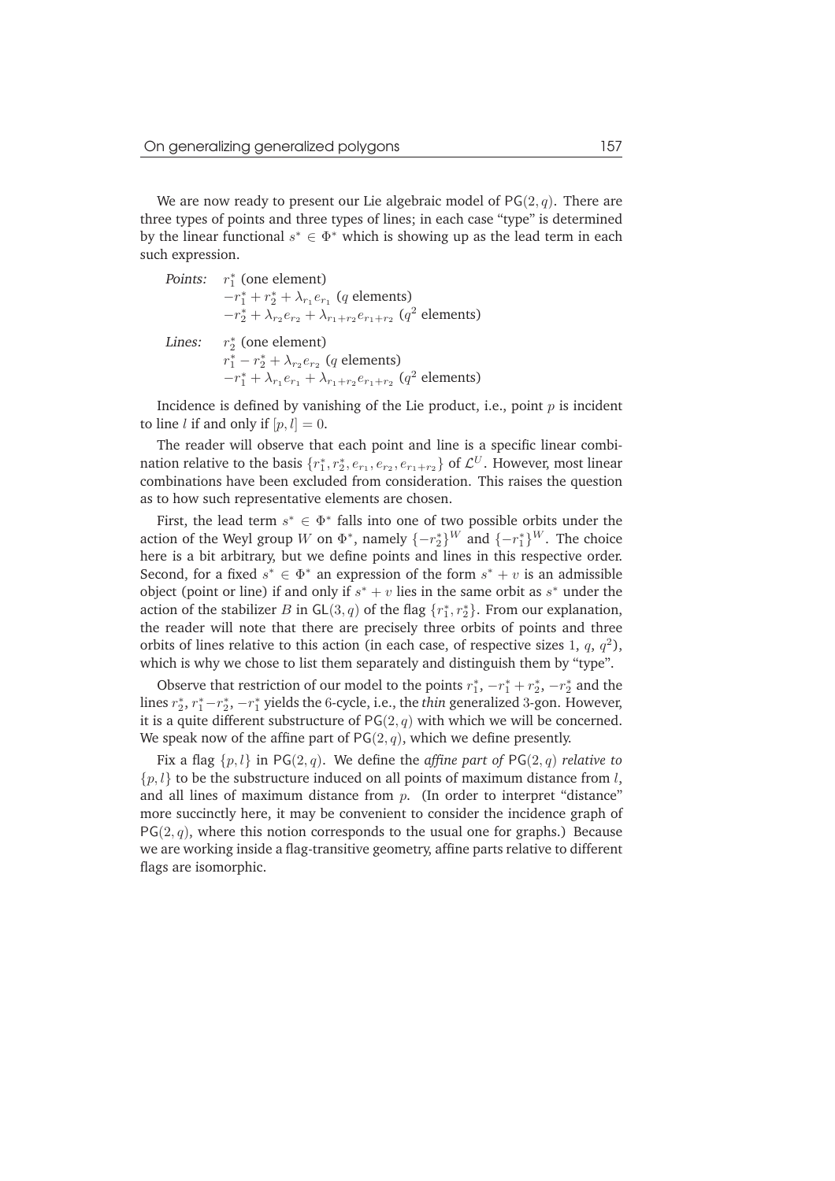We are now ready to present our Lie algebraic model of $\mathsf{PG}(2,q)$. There are three types of points and three types of lines; in each case "type" is determined by the linear functional $s^* \in \Phi^*$ which is showing up as the lead term in each such expression.

*Points:* $r_1^*$ (one element)
$-r_1^* + r_2^* + \lambda_{r_1} e_{r_1}$ ($q$ elements)
$-r_2^* + \lambda_{r_2} e_{r_2} + \lambda_{r_1+r_2} e_{r_1+r_2}$ ($q^2$ elements)

*Lines:* $r_2^*$ (one element)
$r_1^* - r_2^* + \lambda_{r_2} e_{r_2}$ ($q$ elements)
$-r_1^* + \lambda_{r_1} e_{r_1} + \lambda_{r_1+r_2} e_{r_1+r_2}$ ($q^2$ elements)

Incidence is defined by vanishing of the Lie product, i.e., point $p$ is incident to line $l$ if and only if $[p, l] = 0$.

The reader will observe that each point and line is a specific linear combination relative to the basis $\{r_1^*, r_2^*, e_{r_1}, e_{r_2}, e_{r_1+r_2}\}$ of $\mathcal{L}^U$. However, most linear combinations have been excluded from consideration. This raises the question as to how such representative elements are chosen.

First, the lead term $s^* \in \Phi^*$ falls into one of two possible orbits under the action of the Weyl group $W$ on $\Phi^*$, namely $\{-r_2^*\}^W$ and $\{-r_1^*\}^W$. The choice here is a bit arbitrary, but we define points and lines in this respective order. Second, for a fixed $s^* \in \Phi^*$ an expression of the form $s^* + v$ is an admissible object (point or line) if and only if $s^* + v$ lies in the same orbit as $s^*$ under the action of the stabilizer $B$ in $\mathsf{GL}(3,q)$ of the flag $\{r_1^*, r_2^*\}$. From our explanation, the reader will note that there are precisely three orbits of points and three orbits of lines relative to this action (in each case, of respective sizes $1$, $q$, $q^2$), which is why we chose to list them separately and distinguish them by "type".

Observe that restriction of our model to the points $r_1^*$, $-r_1^* + r_2^*$, $-r_2^*$ and the lines $r_2^*$, $r_1^* - r_2^*$, $-r_1^*$ yields the $6$-cycle, i.e., the *thin* generalized $3$-gon. However, it is a quite different substructure of $\mathsf{PG}(2,q)$ with which we will be concerned. We speak now of the affine part of $\mathsf{PG}(2,q)$, which we define presently.

Fix a flag $\{p, l\}$ in $\mathsf{PG}(2,q)$. We define the *affine part of* $\mathsf{PG}(2,q)$ *relative to* $\{p, l\}$ to be the substructure induced on all points of maximum distance from $l$, and all lines of maximum distance from $p$. (In order to interpret "distance" more succinctly here, it may be convenient to consider the incidence graph of $\mathsf{PG}(2,q)$, where this notion corresponds to the usual one for graphs.) Because we are working inside a flag-transitive geometry, affine parts relative to different flags are isomorphic.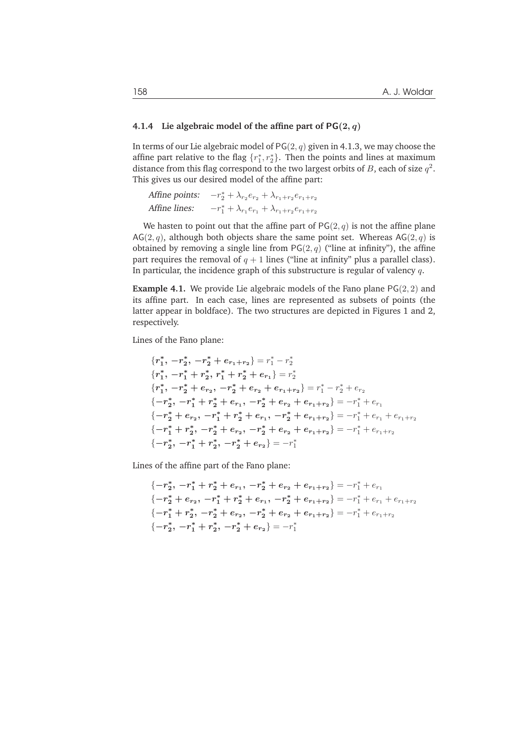### 4.1.4 Lie algebraic model of the affine part of $\mathsf{PG}(2, q)$

In terms of our Lie algebraic model of $\mathsf{PG}(2, q)$ given in 4.1.3, we may choose the affine part relative to the flag $\{r_1^*, r_2^*\}$. Then the points and lines at maximum distance from this flag correspond to the two largest orbits of $B$, each of size $q^2$. This gives us our desired model of the affine part:

*Affine points:* $\quad -r_2^* + \lambda_{r_2} e_{r_2} + \lambda_{r_1+r_2} e_{r_1+r_2}$

*Affine lines:* $\quad -r_1^* + \lambda_{r_1} e_{r_1} + \lambda_{r_1+r_2} e_{r_1+r_2}$

We hasten to point out that the affine part of $\mathsf{PG}(2, q)$ is not the affine plane $\mathsf{AG}(2, q)$, although both objects share the same point set. Whereas $\mathsf{AG}(2, q)$ is obtained by removing a single line from $\mathsf{PG}(2, q)$ ("line at infinity"), the affine part requires the removal of $q + 1$ lines ("line at infinity" plus a parallel class). In particular, the incidence graph of this substructure is regular of valency $q$.

**Example 4.1.** We provide Lie algebraic models of the Fano plane $\mathsf{PG}(2, 2)$ and its affine part. In each case, lines are represented as subsets of points (the latter appear in boldface). The two structures are depicted in Figures 1 and 2, respectively.

Lines of the Fano plane:

$$\{\boldsymbol{r_1^*},\, \boldsymbol{-r_2^*},\, \boldsymbol{-r_2^* + e_{r_1+r_2}}\} = r_1^* - r_2^*$$
$$\{\boldsymbol{r_1^*},\, \boldsymbol{-r_1^* + r_2^*},\, \boldsymbol{r_1^* + r_2^* + e_{r_1}}\} = r_2^*$$
$$\{\boldsymbol{r_1^*},\, \boldsymbol{-r_2^* + e_{r_2}},\, \boldsymbol{-r_2^* + e_{r_2} + e_{r_1+r_2}}\} = r_1^* - r_2^* + e_{r_2}$$
$$\{\boldsymbol{-r_2^*},\, \boldsymbol{-r_1^* + r_2^* + e_{r_1}},\, \boldsymbol{-r_2^* + e_{r_2} + e_{r_1+r_2}}\} = -r_1^* + e_{r_1}$$
$$\{\boldsymbol{-r_2^* + e_{r_2}},\, \boldsymbol{-r_1^* + r_2^* + e_{r_1}},\, \boldsymbol{-r_2^* + e_{r_1+r_2}}\} = -r_1^* + e_{r_1} + e_{r_1+r_2}$$
$$\{\boldsymbol{-r_1^* + r_2^*},\, \boldsymbol{-r_2^* + e_{r_2}},\, \boldsymbol{-r_2^* + e_{r_2} + e_{r_1+r_2}}\} = -r_1^* + e_{r_1+r_2}$$
$$\{\boldsymbol{-r_2^*},\, \boldsymbol{-r_1^* + r_2^*},\, \boldsymbol{-r_2^* + e_{r_2}}\} = -r_1^*$$

Lines of the affine part of the Fano plane:

$$\{\boldsymbol{-r_2^*},\, \boldsymbol{-r_1^* + r_2^* + e_{r_1}},\, \boldsymbol{-r_2^* + e_{r_2} + e_{r_1+r_2}}\} = -r_1^* + e_{r_1}$$
$$\{\boldsymbol{-r_2^* + e_{r_2}},\, \boldsymbol{-r_1^* + r_2^* + e_{r_1}},\, \boldsymbol{-r_2^* + e_{r_1+r_2}}\} = -r_1^* + e_{r_1} + e_{r_1+r_2}$$
$$\{\boldsymbol{-r_1^* + r_2^*},\, \boldsymbol{-r_2^* + e_{r_2}},\, \boldsymbol{-r_2^* + e_{r_2} + e_{r_1+r_2}}\} = -r_1^* + e_{r_1+r_2}$$
$$\{\boldsymbol{-r_2^*},\, \boldsymbol{-r_1^* + r_2^*},\, \boldsymbol{-r_2^* + e_{r_2}}\} = -r_1^*$$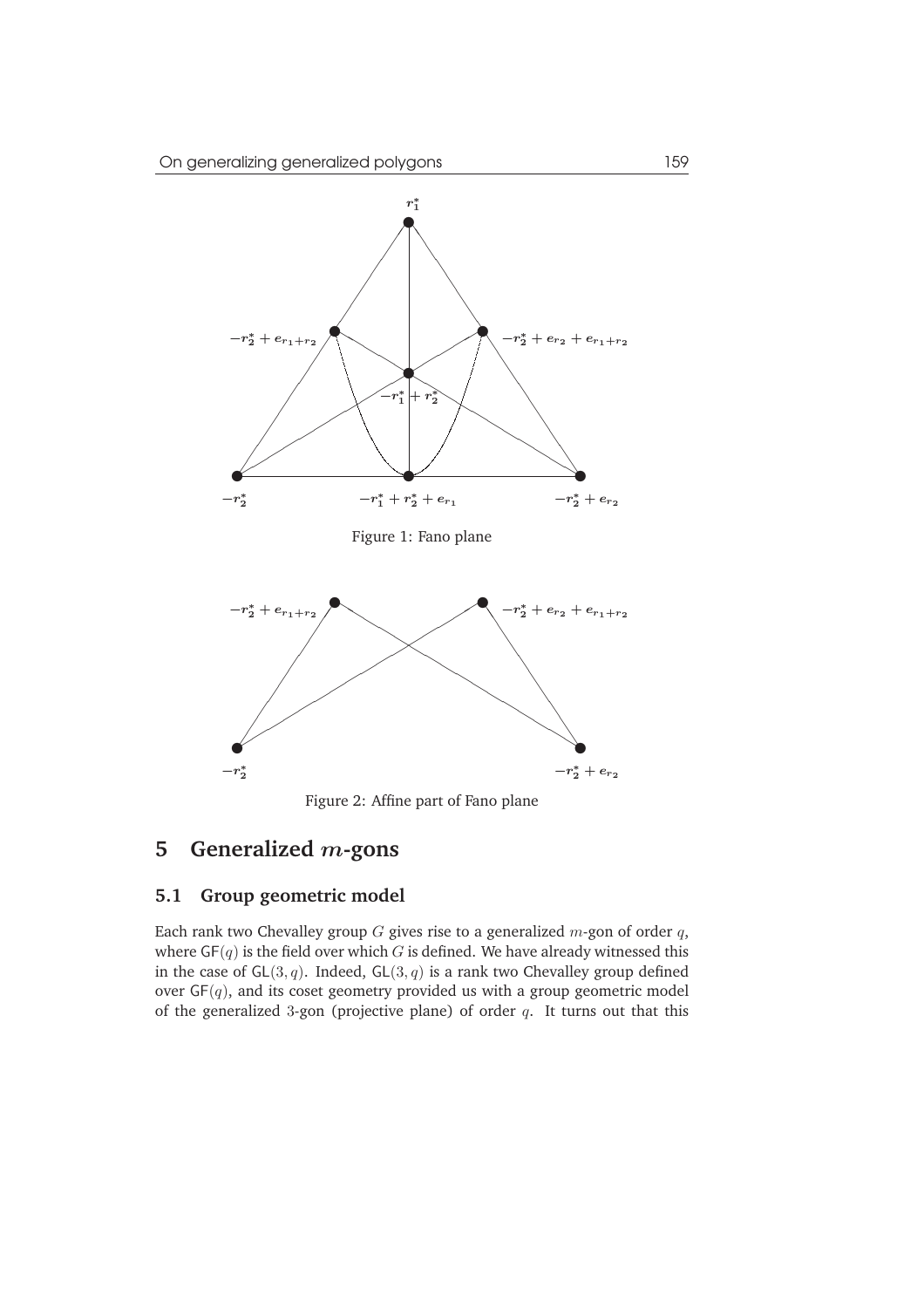Figure 1: Fano plane

Figure 2: Affine part of Fano plane

## 5 Generalized $m$-gons

### 5.1 Group geometric model

Each rank two Chevalley group $G$ gives rise to a generalized $m$-gon of order $q$, where $\mathsf{GF}(q)$ is the field over which $G$ is defined. We have already witnessed this in the case of $\mathsf{GL}(3,q)$. Indeed, $\mathsf{GL}(3,q)$ is a rank two Chevalley group defined over $\mathsf{GF}(q)$, and its coset geometry provided us with a group geometric model of the generalized 3-gon (projective plane) of order $q$. It turns out that this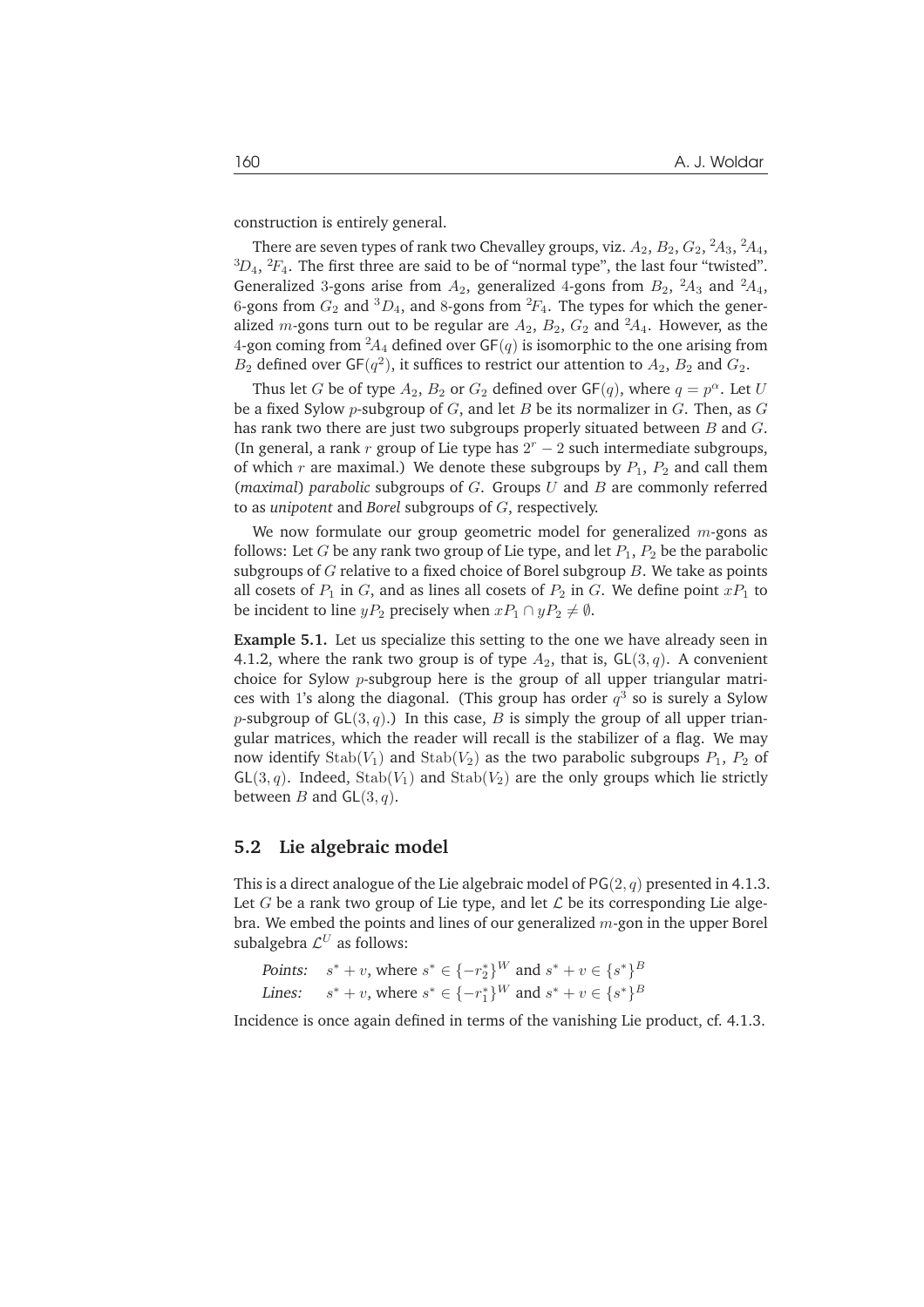construction is entirely general.

There are seven types of rank two Chevalley groups, viz. $A_2$, $B_2$, $G_2$, ${}^2A_3$, ${}^2A_4$, ${}^3D_4$, ${}^2F_4$. The first three are said to be of "normal type", the last four "twisted". Generalized 3-gons arise from $A_2$, generalized 4-gons from $B_2$, ${}^2A_3$ and ${}^2A_4$, 6-gons from $G_2$ and ${}^3D_4$, and 8-gons from ${}^2F_4$. The types for which the generalized $m$-gons turn out to be regular are $A_2$, $B_2$, $G_2$ and ${}^2A_4$. However, as the 4-gon coming from ${}^2A_4$ defined over $\mathsf{GF}(q)$ is isomorphic to the one arising from $B_2$ defined over $\mathsf{GF}(q^2)$, it suffices to restrict our attention to $A_2$, $B_2$ and $G_2$.

Thus let $G$ be of type $A_2$, $B_2$ or $G_2$ defined over $\mathsf{GF}(q)$, where $q = p^\alpha$. Let $U$ be a fixed Sylow $p$-subgroup of $G$, and let $B$ be its normalizer in $G$. Then, as $G$ has rank two there are just two subgroups properly situated between $B$ and $G$. (In general, a rank $r$ group of Lie type has $2^r - 2$ such intermediate subgroups, of which $r$ are maximal.) We denote these subgroups by $P_1$, $P_2$ and call them (*maximal*) *parabolic* subgroups of $G$. Groups $U$ and $B$ are commonly referred to as *unipotent* and *Borel* subgroups of $G$, respectively.

We now formulate our group geometric model for generalized $m$-gons as follows: Let $G$ be any rank two group of Lie type, and let $P_1$, $P_2$ be the parabolic subgroups of $G$ relative to a fixed choice of Borel subgroup $B$. We take as points all cosets of $P_1$ in $G$, and as lines all cosets of $P_2$ in $G$. We define point $xP_1$ to be incident to line $yP_2$ precisely when $xP_1 \cap yP_2 \neq \emptyset$.

**Example 5.1.** Let us specialize this setting to the one we have already seen in 4.1.2, where the rank two group is of type $A_2$, that is, $\mathsf{GL}(3, q)$. A convenient choice for Sylow $p$-subgroup here is the group of all upper triangular matrices with 1's along the diagonal. (This group has order $q^3$ so is surely a Sylow $p$-subgroup of $\mathsf{GL}(3, q)$.) In this case, $B$ is simply the group of all upper triangular matrices, which the reader will recall is the stabilizer of a flag. We may now identify $\mathrm{Stab}(V_1)$ and $\mathrm{Stab}(V_2)$ as the two parabolic subgroups $P_1$, $P_2$ of $\mathsf{GL}(3, q)$. Indeed, $\mathrm{Stab}(V_1)$ and $\mathrm{Stab}(V_2)$ are the only groups which lie strictly between $B$ and $\mathsf{GL}(3, q)$.

## 5.2 Lie algebraic model

This is a direct analogue of the Lie algebraic model of $\mathsf{PG}(2, q)$ presented in 4.1.3. Let $G$ be a rank two group of Lie type, and let $\mathcal{L}$ be its corresponding Lie algebra. We embed the points and lines of our generalized $m$-gon in the upper Borel subalgebra $\mathcal{L}^U$ as follows:

*Points:* $s^* + v$, where $s^* \in \{-r_2^*\}^W$ and $s^* + v \in \{s^*\}^B$
*Lines:* $s^* + v$, where $s^* \in \{-r_1^*\}^W$ and $s^* + v \in \{s^*\}^B$

Incidence is once again defined in terms of the vanishing Lie product, cf. 4.1.3.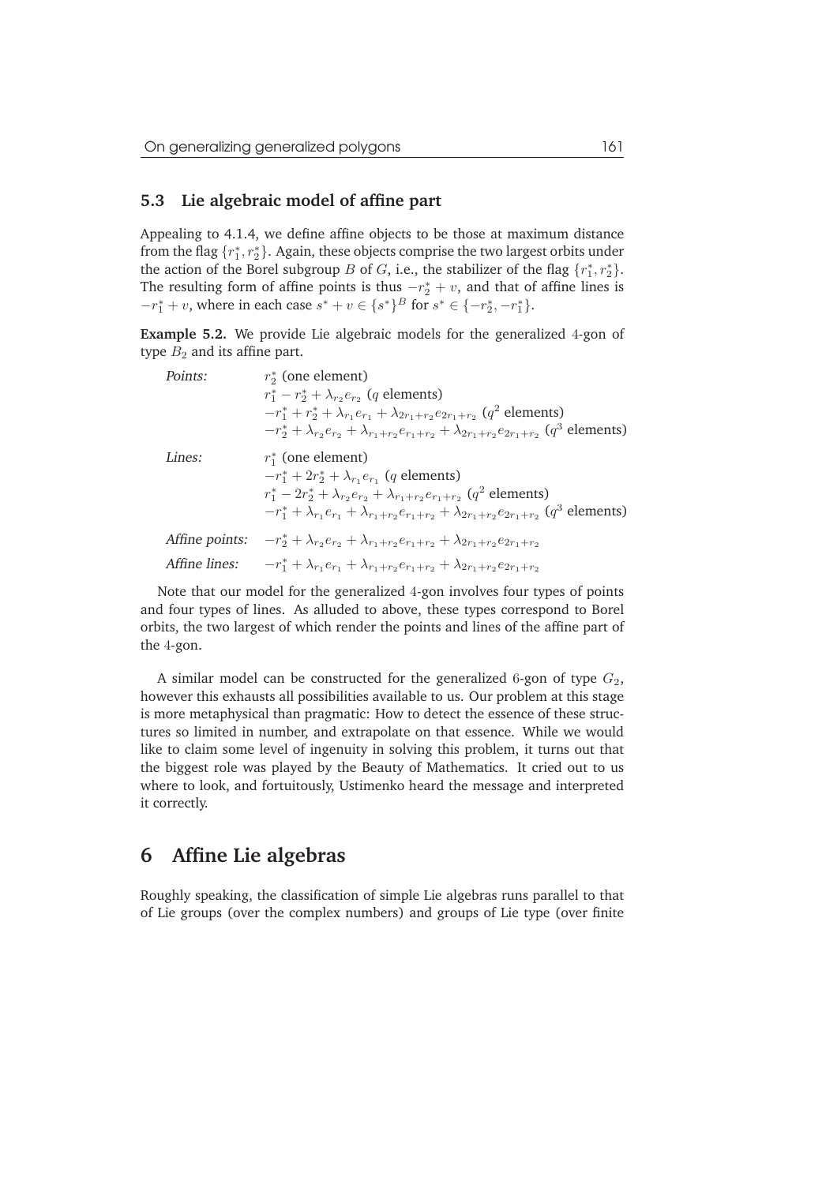### 5.3 Lie algebraic model of affine part

Appealing to 4.1.4, we define affine objects to be those at maximum distance from the flag $\{r_1^*, r_2^*\}$. Again, these objects comprise the two largest orbits under the action of the Borel subgroup $B$ of $G$, i.e., the stabilizer of the flag $\{r_1^*, r_2^*\}$. The resulting form of affine points is thus $-r_2^* + v$, and that of affine lines is $-r_1^* + v$, where in each case $s^* + v \in \{s^*\}^B$ for $s^* \in \{-r_2^*, -r_1^*\}$.

**Example 5.2.** We provide Lie algebraic models for the generalized 4-gon of type $B_2$ and its affine part.

*Points:*
- $r_2^*$ (one element)
- $r_1^* - r_2^* + \lambda_{r_2} e_{r_2}$ ($q$ elements)
- $-r_1^* + r_2^* + \lambda_{r_1} e_{r_1} + \lambda_{2r_1+r_2} e_{2r_1+r_2}$ ($q^2$ elements)
- $-r_2^* + \lambda_{r_2} e_{r_2} + \lambda_{r_1+r_2} e_{r_1+r_2} + \lambda_{2r_1+r_2} e_{2r_1+r_2}$ ($q^3$ elements)

*Lines:*
- $r_1^*$ (one element)
- $-r_1^* + 2r_2^* + \lambda_{r_1} e_{r_1}$ ($q$ elements)
- $r_1^* - 2r_2^* + \lambda_{r_2} e_{r_2} + \lambda_{r_1+r_2} e_{r_1+r_2}$ ($q^2$ elements)
- $-r_1^* + \lambda_{r_1} e_{r_1} + \lambda_{r_1+r_2} e_{r_1+r_2} + \lambda_{2r_1+r_2} e_{2r_1+r_2}$ ($q^3$ elements)

*Affine points:* $-r_2^* + \lambda_{r_2} e_{r_2} + \lambda_{r_1+r_2} e_{r_1+r_2} + \lambda_{2r_1+r_2} e_{2r_1+r_2}$

*Affine lines:* $-r_1^* + \lambda_{r_1} e_{r_1} + \lambda_{r_1+r_2} e_{r_1+r_2} + \lambda_{2r_1+r_2} e_{2r_1+r_2}$

Note that our model for the generalized 4-gon involves four types of points and four types of lines. As alluded to above, these types correspond to Borel orbits, the two largest of which render the points and lines of the affine part of the 4-gon.

A similar model can be constructed for the generalized 6-gon of type $G_2$, however this exhausts all possibilities available to us. Our problem at this stage is more metaphysical than pragmatic: How to detect the essence of these structures so limited in number, and extrapolate on that essence. While we would like to claim some level of ingenuity in solving this problem, it turns out that the biggest role was played by the Beauty of Mathematics. It cried out to us where to look, and fortuitously, Ustimenko heard the message and interpreted it correctly.

## 6 Affine Lie algebras

Roughly speaking, the classification of simple Lie algebras runs parallel to that of Lie groups (over the complex numbers) and groups of Lie type (over finite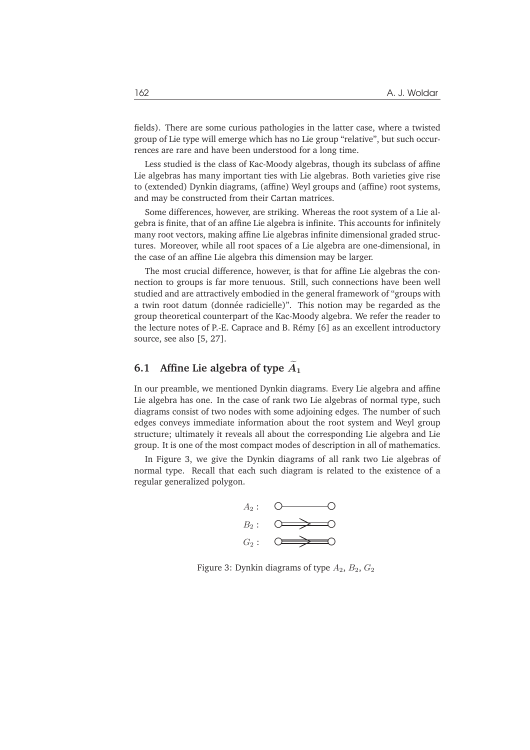fields). There are some curious pathologies in the latter case, where a twisted group of Lie type will emerge which has no Lie group "relative", but such occurrences are rare and have been understood for a long time.

Less studied is the class of Kac-Moody algebras, though its subclass of affine Lie algebras has many important ties with Lie algebras. Both varieties give rise to (extended) Dynkin diagrams, (affine) Weyl groups and (affine) root systems, and may be constructed from their Cartan matrices.

Some differences, however, are striking. Whereas the root system of a Lie algebra is finite, that of an affine Lie algebra is infinite. This accounts for infinitely many root vectors, making affine Lie algebras infinite dimensional graded structures. Moreover, while all root spaces of a Lie algebra are one-dimensional, in the case of an affine Lie algebra this dimension may be larger.

The most crucial difference, however, is that for affine Lie algebras the connection to groups is far more tenuous. Still, such connections have been well studied and are attractively embodied in the general framework of "groups with a twin root datum (donnée radicielle)". This notion may be regarded as the group theoretical counterpart of the Kac-Moody algebra. We refer the reader to the lecture notes of P.-E. Caprace and B. Rémy [6] as an excellent introductory source, see also [5, 27].

## 6.1 Affine Lie algebra of type $\widetilde{A}_1$

In our preamble, we mentioned Dynkin diagrams. Every Lie algebra and affine Lie algebra has one. In the case of rank two Lie algebras of normal type, such diagrams consist of two nodes with some adjoining edges. The number of such edges conveys immediate information about the root system and Weyl group structure; ultimately it reveals all about the corresponding Lie algebra and Lie group. It is one of the most compact modes of description in all of mathematics.

In Figure 3, we give the Dynkin diagrams of all rank two Lie algebras of normal type. Recall that each such diagram is related to the existence of a regular generalized polygon.

$A_2$ :

$B_2$ :

$G_2$ :

Figure 3: Dynkin diagrams of type $A_2$, $B_2$, $G_2$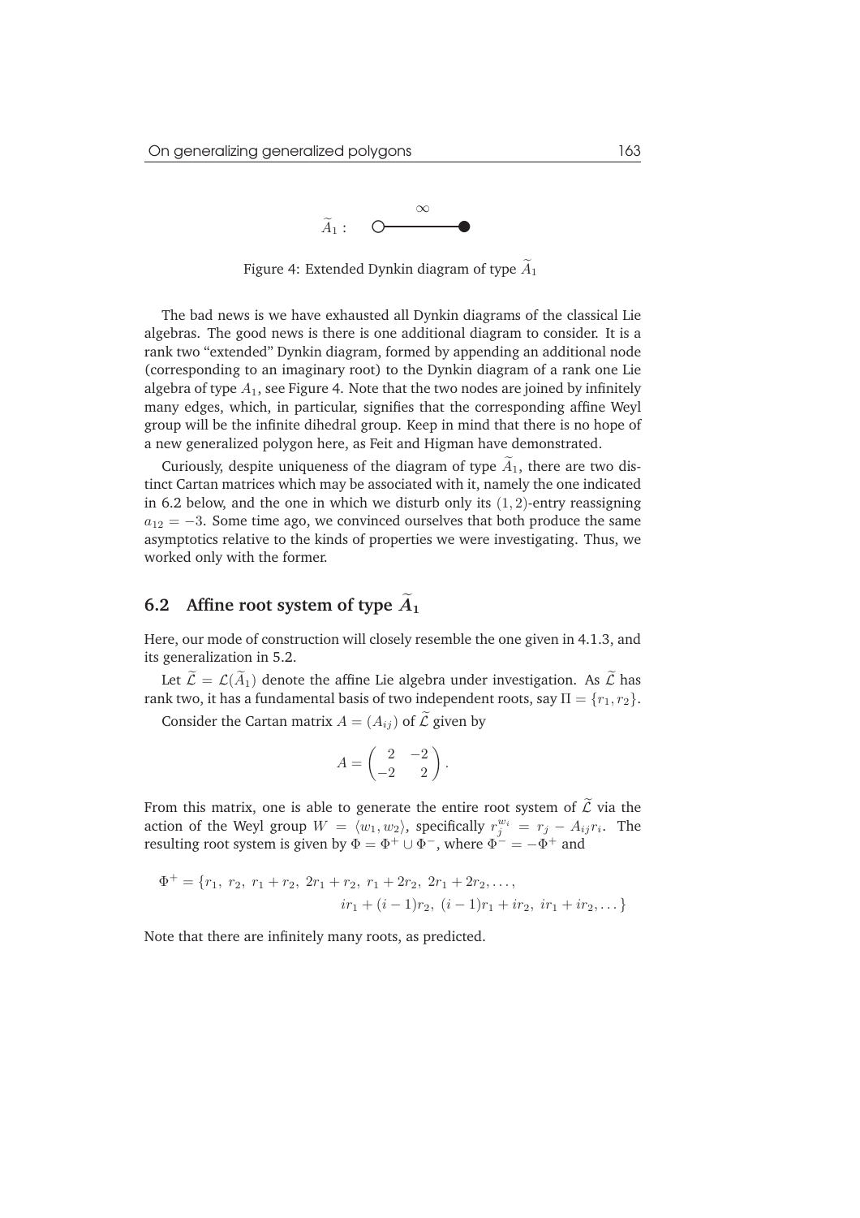$\widetilde{A}_1$ : ○—$\infty$—●

Figure 4: Extended Dynkin diagram of type $\widetilde{A}_1$

The bad news is we have exhausted all Dynkin diagrams of the classical Lie algebras. The good news is there is one additional diagram to consider. It is a rank two "extended" Dynkin diagram, formed by appending an additional node (corresponding to an imaginary root) to the Dynkin diagram of a rank one Lie algebra of type $A_1$, see Figure 4. Note that the two nodes are joined by infinitely many edges, which, in particular, signifies that the corresponding affine Weyl group will be the infinite dihedral group. Keep in mind that there is no hope of a new generalized polygon here, as Feit and Higman have demonstrated.

Curiously, despite uniqueness of the diagram of type $\widetilde{A}_1$, there are two distinct Cartan matrices which may be associated with it, namely the one indicated in 6.2 below, and the one in which we disturb only its $(1, 2)$-entry reassigning $a_{12} = -3$. Some time ago, we convinced ourselves that both produce the same asymptotics relative to the kinds of properties we were investigating. Thus, we worked only with the former.

## 6.2 Affine root system of type $\widetilde{A}_1$

Here, our mode of construction will closely resemble the one given in 4.1.3, and its generalization in 5.2.

Let $\widetilde{\mathcal{L}} = \mathcal{L}(\widetilde{A}_1)$ denote the affine Lie algebra under investigation. As $\widetilde{\mathcal{L}}$ has rank two, it has a fundamental basis of two independent roots, say $\Pi = \{r_1, r_2\}$.

Consider the Cartan matrix $A = (A_{ij})$ of $\widetilde{\mathcal{L}}$ given by

$$A = \begin{pmatrix} 2 & -2 \\ -2 & 2 \end{pmatrix}.$$

From this matrix, one is able to generate the entire root system of $\widetilde{\mathcal{L}}$ via the action of the Weyl group $W = \langle w_1, w_2 \rangle$, specifically $r_j^{w_i} = r_j - A_{ij} r_i$. The resulting root system is given by $\Phi = \Phi^+ \cup \Phi^-$, where $\Phi^- = -\Phi^+$ and

$$\Phi^+ = \{r_1,\ r_2,\ r_1 + r_2,\ 2r_1 + r_2,\ r_1 + 2r_2,\ 2r_1 + 2r_2, \ldots,$$
$$ir_1 + (i-1)r_2,\ (i-1)r_1 + ir_2,\ ir_1 + ir_2, \ldots\}$$

Note that there are infinitely many roots, as predicted.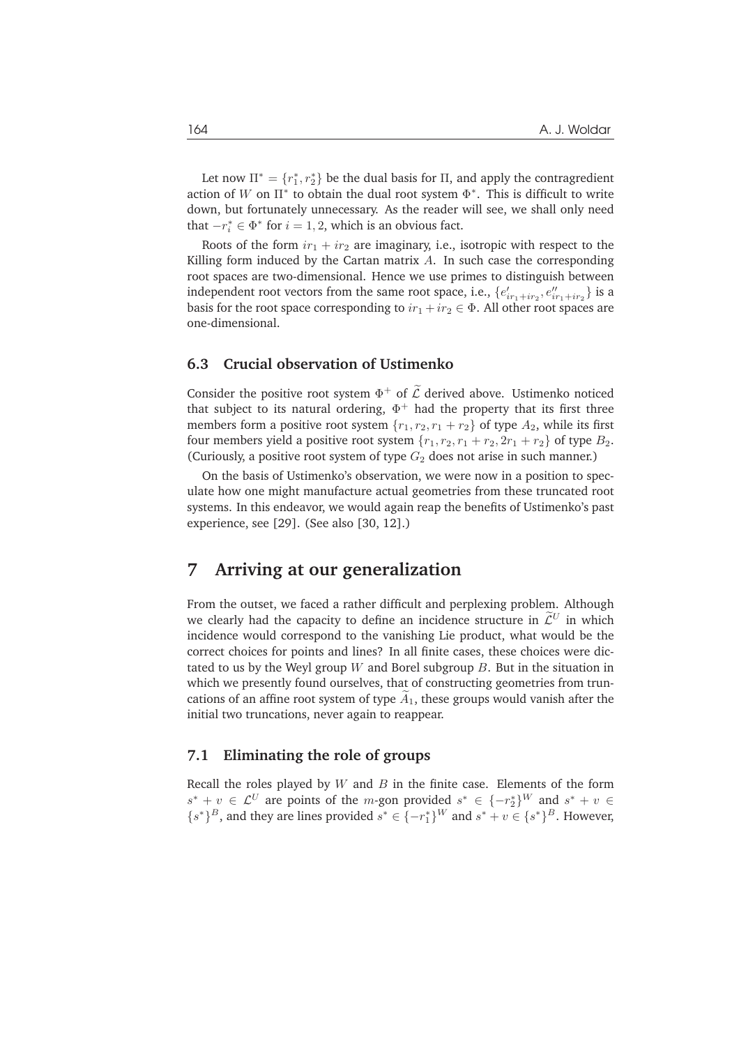Let now $\Pi^* = \{r_1^*, r_2^*\}$ be the dual basis for $\Pi$, and apply the contragredient action of $W$ on $\Pi^*$ to obtain the dual root system $\Phi^*$. This is difficult to write down, but fortunately unnecessary. As the reader will see, we shall only need that $-r_i^* \in \Phi^*$ for $i = 1, 2$, which is an obvious fact.

Roots of the form $ir_1 + ir_2$ are imaginary, i.e., isotropic with respect to the Killing form induced by the Cartan matrix $A$. In such case the corresponding root spaces are two-dimensional. Hence we use primes to distinguish between independent root vectors from the same root space, i.e., $\{e'_{ir_1+ir_2}, e''_{ir_1+ir_2}\}$ is a basis for the root space corresponding to $ir_1 + ir_2 \in \Phi$. All other root spaces are one-dimensional.

### 6.3 Crucial observation of Ustimenko

Consider the positive root system $\Phi^+$ of $\widetilde{\mathcal{L}}$ derived above. Ustimenko noticed that subject to its natural ordering, $\Phi^+$ had the property that its first three members form a positive root system $\{r_1, r_2, r_1 + r_2\}$ of type $A_2$, while its first four members yield a positive root system $\{r_1, r_2, r_1 + r_2, 2r_1 + r_2\}$ of type $B_2$. (Curiously, a positive root system of type $G_2$ does not arise in such manner.)

On the basis of Ustimenko's observation, we were now in a position to speculate how one might manufacture actual geometries from these truncated root systems. In this endeavor, we would again reap the benefits of Ustimenko's past experience, see [29]. (See also [30, 12].)

## 7 Arriving at our generalization

From the outset, we faced a rather difficult and perplexing problem. Although we clearly had the capacity to define an incidence structure in $\widetilde{\mathcal{L}}^U$ in which incidence would correspond to the vanishing Lie product, what would be the correct choices for points and lines? In all finite cases, these choices were dictated to us by the Weyl group $W$ and Borel subgroup $B$. But in the situation in which we presently found ourselves, that of constructing geometries from truncations of an affine root system of type $\widetilde{A}_1$, these groups would vanish after the initial two truncations, never again to reappear.

### 7.1 Eliminating the role of groups

Recall the roles played by $W$ and $B$ in the finite case. Elements of the form $s^* + v \in \mathcal{L}^U$ are points of the $m$-gon provided $s^* \in \{-r_2^*\}^W$ and $s^* + v \in \{s^*\}^B$, and they are lines provided $s^* \in \{-r_1^*\}^W$ and $s^* + v \in \{s^*\}^B$. However,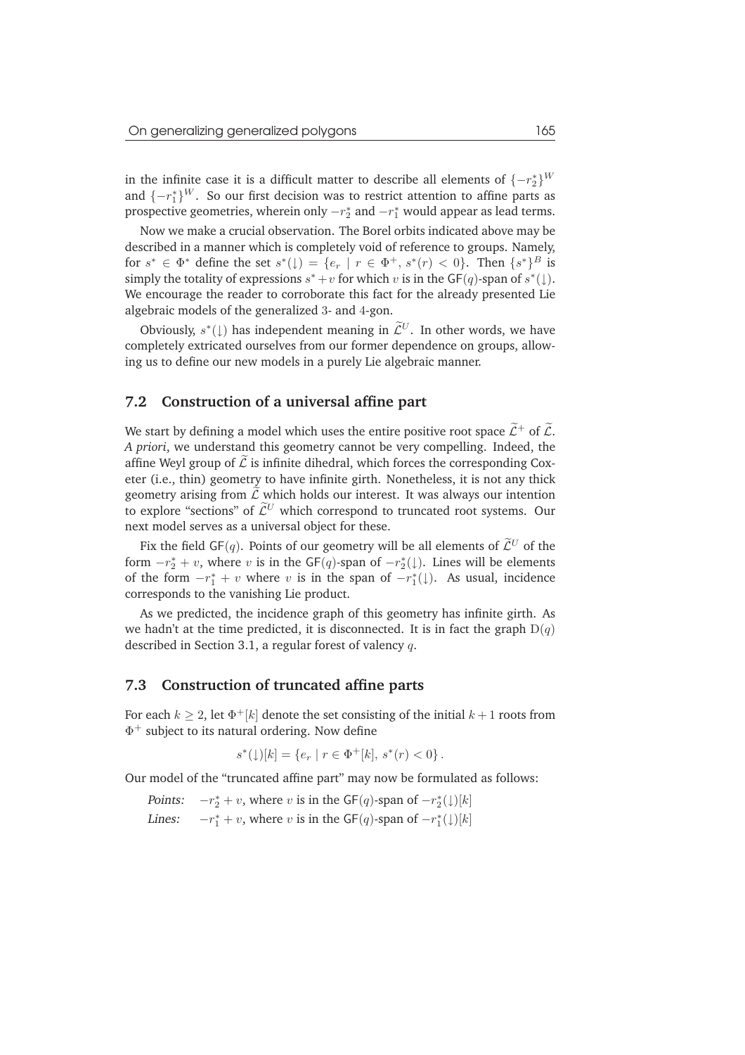in the infinite case it is a difficult matter to describe all elements of $\{-r_2^*\}^W$ and $\{-r_1^*\}^W$. So our first decision was to restrict attention to affine parts as prospective geometries, wherein only $-r_2^*$ and $-r_1^*$ would appear as lead terms.

Now we make a crucial observation. The Borel orbits indicated above may be described in a manner which is completely void of reference to groups. Namely, for $s^* \in \Phi^*$ define the set $s^*(\downarrow) = \{e_r \mid r \in \Phi^+, \, s^*(r) < 0\}$. Then $\{s^*\}^B$ is simply the totality of expressions $s^* + v$ for which $v$ is in the $\mathsf{GF}(q)$-span of $s^*(\downarrow)$. We encourage the reader to corroborate this fact for the already presented Lie algebraic models of the generalized 3- and 4-gon.

Obviously, $s^*(\downarrow)$ has independent meaning in $\widetilde{\mathcal{L}}^U$. In other words, we have completely extricated ourselves from our former dependence on groups, allowing us to define our new models in a purely Lie algebraic manner.

## 7.2 Construction of a universal affine part

We start by defining a model which uses the entire positive root space $\widetilde{\mathcal{L}}^+$ of $\widetilde{\mathcal{L}}$. *A priori*, we understand this geometry cannot be very compelling. Indeed, the affine Weyl group of $\widetilde{\mathcal{L}}$ is infinite dihedral, which forces the corresponding Coxeter (i.e., thin) geometry to have infinite girth. Nonetheless, it is not any thick geometry arising from $\widetilde{\mathcal{L}}$ which holds our interest. It was always our intention to explore "sections" of $\widetilde{\mathcal{L}}^U$ which correspond to truncated root systems. Our next model serves as a universal object for these.

Fix the field $\mathsf{GF}(q)$. Points of our geometry will be all elements of $\widetilde{\mathcal{L}}^U$ of the form $-r_2^* + v$, where $v$ is in the $\mathsf{GF}(q)$-span of $-r_2^*(\downarrow)$. Lines will be elements of the form $-r_1^* + v$ where $v$ is in the span of $-r_1^*(\downarrow)$. As usual, incidence corresponds to the vanishing Lie product.

As we predicted, the incidence graph of this geometry has infinite girth. As we hadn't at the time predicted, it is disconnected. It is in fact the graph $\mathrm{D}(q)$ described in Section 3.1, a regular forest of valency $q$.

## 7.3 Construction of truncated affine parts

For each $k \geq 2$, let $\Phi^+[k]$ denote the set consisting of the initial $k+1$ roots from $\Phi^+$ subject to its natural ordering. Now define

$$s^*(\downarrow)[k] = \{e_r \mid r \in \Phi^+[k], \, s^*(r) < 0\}.$$

Our model of the "truncated affine part" may now be formulated as follows:

*Points:* $-r_2^* + v$, where $v$ is in the $\mathsf{GF}(q)$-span of $-r_2^*(\downarrow)[k]$

*Lines:* $-r_1^* + v$, where $v$ is in the $\mathsf{GF}(q)$-span of $-r_1^*(\downarrow)[k]$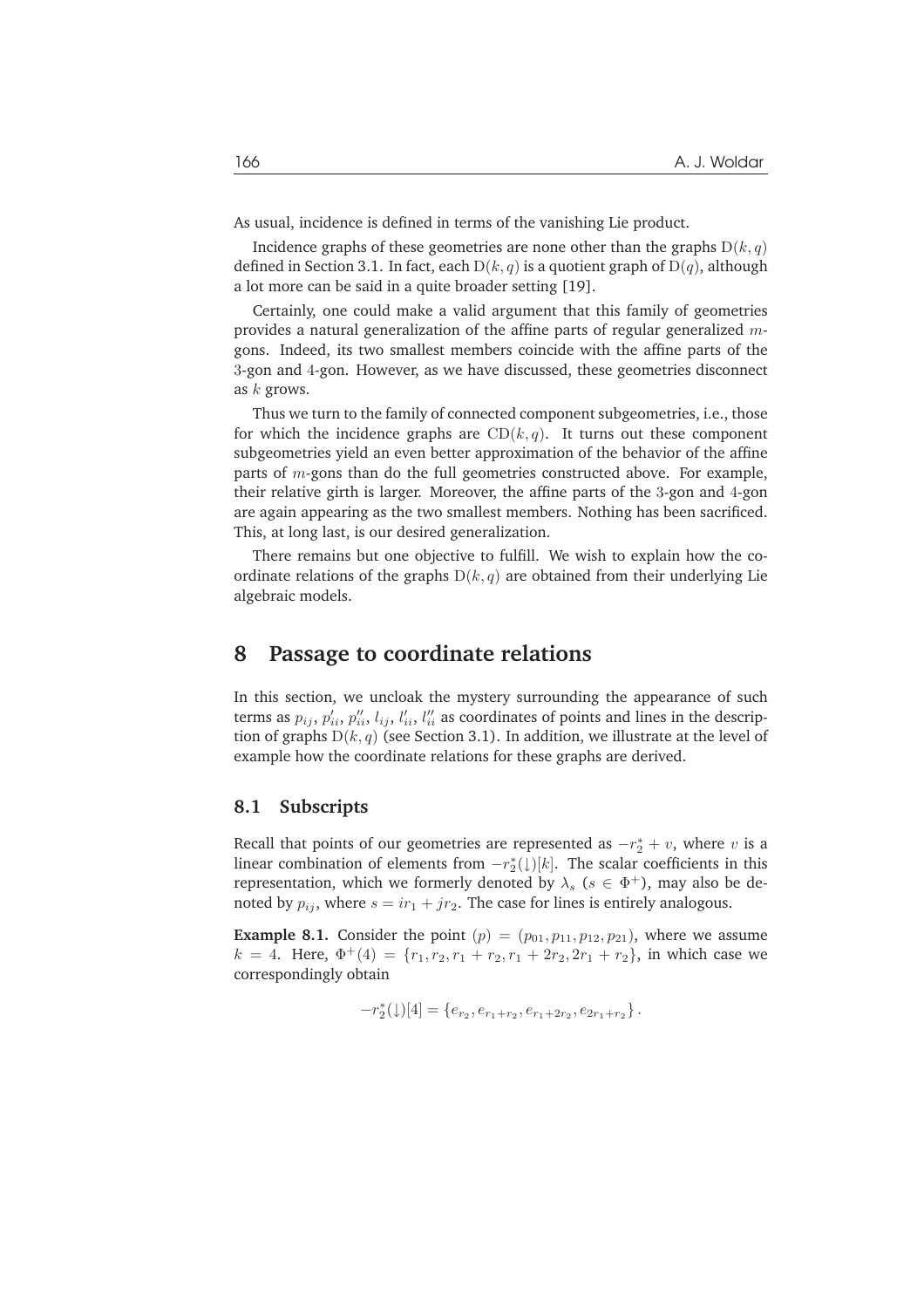As usual, incidence is defined in terms of the vanishing Lie product.

Incidence graphs of these geometries are none other than the graphs $\mathrm{D}(k, q)$ defined in Section 3.1. In fact, each $\mathrm{D}(k, q)$ is a quotient graph of $\mathrm{D}(q)$, although a lot more can be said in a quite broader setting [19].

Certainly, one could make a valid argument that this family of geometries provides a natural generalization of the affine parts of regular generalized $m$-gons. Indeed, its two smallest members coincide with the affine parts of the 3-gon and 4-gon. However, as we have discussed, these geometries disconnect as $k$ grows.

Thus we turn to the family of connected component subgeometries, i.e., those for which the incidence graphs are $\mathrm{CD}(k, q)$. It turns out these component subgeometries yield an even better approximation of the behavior of the affine parts of $m$-gons than do the full geometries constructed above. For example, their relative girth is larger. Moreover, the affine parts of the 3-gon and 4-gon are again appearing as the two smallest members. Nothing has been sacrificed. This, at long last, is our desired generalization.

There remains but one objective to fulfill. We wish to explain how the coordinate relations of the graphs $\mathrm{D}(k, q)$ are obtained from their underlying Lie algebraic models.

# 8 Passage to coordinate relations

In this section, we uncloak the mystery surrounding the appearance of such terms as $p_{ij}$, $p'_{ii}$, $p''_{ii}$, $l_{ij}$, $l'_{ii}$, $l''_{ii}$ as coordinates of points and lines in the description of graphs $\mathrm{D}(k, q)$ (see Section 3.1). In addition, we illustrate at the level of example how the coordinate relations for these graphs are derived.

## 8.1 Subscripts

Recall that points of our geometries are represented as $-r_2^* + v$, where $v$ is a linear combination of elements from $-r_2^*(\downarrow)[k]$. The scalar coefficients in this representation, which we formerly denoted by $\lambda_s$ ($s \in \Phi^+$), may also be denoted by $p_{ij}$, where $s = ir_1 + jr_2$. The case for lines is entirely analogous.

**Example 8.1.** Consider the point $(p) = (p_{01}, p_{11}, p_{12}, p_{21})$, where we assume $k = 4$. Here, $\Phi^+(4) = \{r_1, r_2, r_1 + r_2, r_1 + 2r_2, 2r_1 + r_2\}$, in which case we correspondingly obtain

$$-r_2^*(\downarrow)[4] = \{e_{r_2}, e_{r_1+r_2}, e_{r_1+2r_2}, e_{2r_1+r_2}\}.$$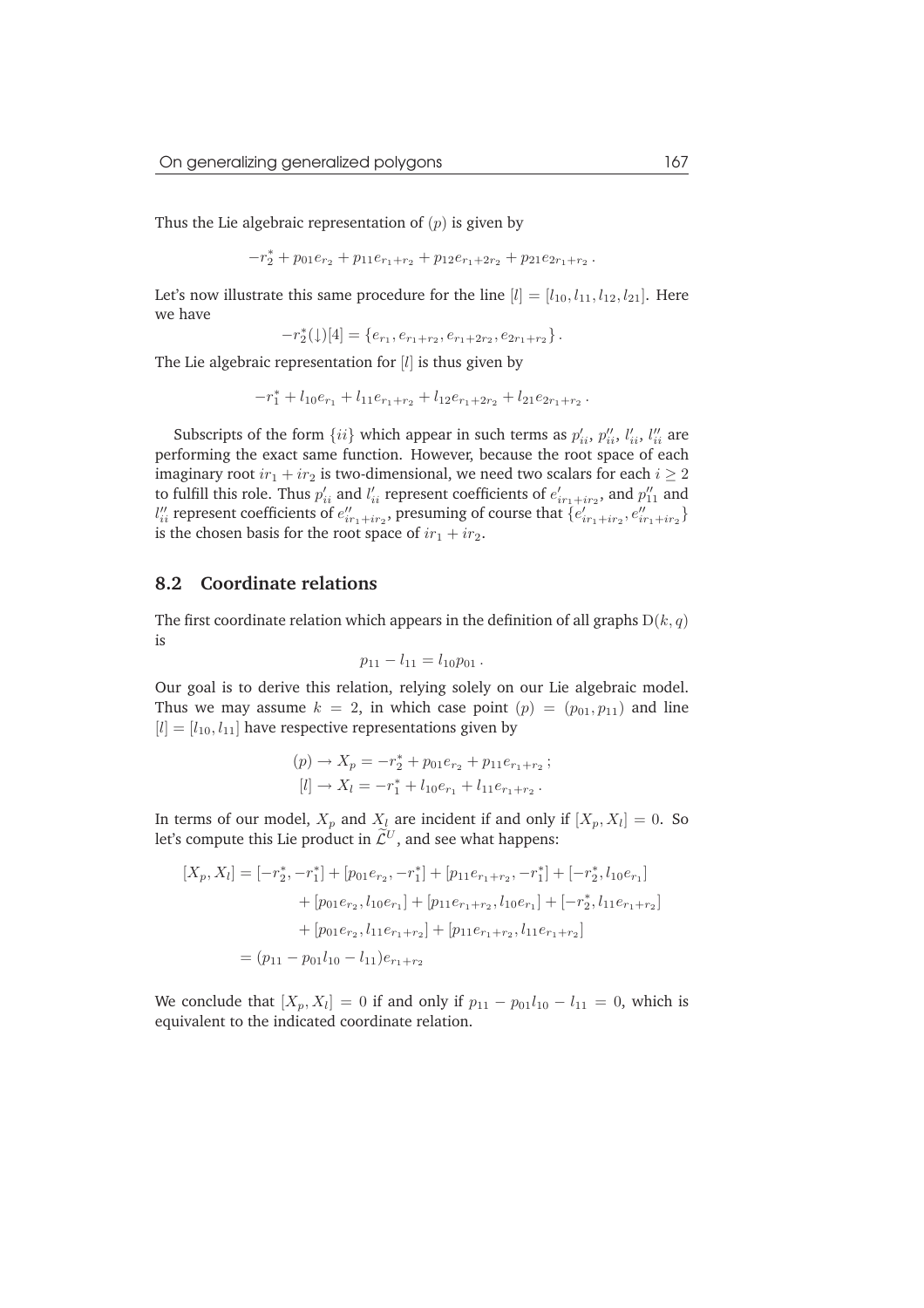Thus the Lie algebraic representation of $(p)$ is given by

$$-r_2^* + p_{01}e_{r_2} + p_{11}e_{r_1+r_2} + p_{12}e_{r_1+2r_2} + p_{21}e_{2r_1+r_2}\,.$$

Let's now illustrate this same procedure for the line $[l] = [l_{10}, l_{11}, l_{12}, l_{21}]$. Here we have

$$-r_2^*(\downarrow)[4] = \{e_{r_1}, e_{r_1+r_2}, e_{r_1+2r_2}, e_{2r_1+r_2}\}\,.$$

The Lie algebraic representation for $[l]$ is thus given by

$$-r_1^* + l_{10}e_{r_1} + l_{11}e_{r_1+r_2} + l_{12}e_{r_1+2r_2} + l_{21}e_{2r_1+r_2}\,.$$

Subscripts of the form $\{ii\}$ which appear in such terms as $p'_{ii}$, $p''_{ii}$, $l'_{ii}$, $l''_{ii}$ are performing the exact same function. However, because the root space of each imaginary root $ir_1 + ir_2$ is two-dimensional, we need two scalars for each $i \geq 2$ to fulfill this role. Thus $p'_{ii}$ and $l'_{ii}$ represent coefficients of $e'_{ir_1+ir_2}$, and $p''_{11}$ and $l''_{ii}$ represent coefficients of $e''_{ir_1+ir_2}$, presuming of course that $\{e'_{ir_1+ir_2}, e''_{ir_1+ir_2}\}$ is the chosen basis for the root space of $ir_1 + ir_2$.

## 8.2 Coordinate relations

The first coordinate relation which appears in the definition of all graphs $\mathrm{D}(k, q)$ is

$$p_{11} - l_{11} = l_{10}p_{01}\,.$$

Our goal is to derive this relation, relying solely on our Lie algebraic model. Thus we may assume $k = 2$, in which case point $(p) = (p_{01}, p_{11})$ and line $[l] = [l_{10}, l_{11}]$ have respective representations given by

$$(p) \to X_p = -r_2^* + p_{01}e_{r_2} + p_{11}e_{r_1+r_2}\,;$$
$$[l] \to X_l = -r_1^* + l_{10}e_{r_1} + l_{11}e_{r_1+r_2}\,.$$

In terms of our model, $X_p$ and $X_l$ are incident if and only if $[X_p, X_l] = 0$. So let's compute this Lie product in $\widetilde{\mathcal{L}}^U$, and see what happens:

$$\begin{aligned}
[X_p, X_l] &= [-r_2^*, -r_1^*] + [p_{01}e_{r_2}, -r_1^*] + [p_{11}e_{r_1+r_2}, -r_1^*] + [-r_2^*, l_{10}e_{r_1}] \\
&\quad + [p_{01}e_{r_2}, l_{10}e_{r_1}] + [p_{11}e_{r_1+r_2}, l_{10}e_{r_1}] + [-r_2^*, l_{11}e_{r_1+r_2}] \\
&\quad + [p_{01}e_{r_2}, l_{11}e_{r_1+r_2}] + [p_{11}e_{r_1+r_2}, l_{11}e_{r_1+r_2}] \\
&= (p_{11} - p_{01}l_{10} - l_{11})e_{r_1+r_2}
\end{aligned}$$

We conclude that $[X_p, X_l] = 0$ if and only if $p_{11} - p_{01}l_{10} - l_{11} = 0$, which is equivalent to the indicated coordinate relation.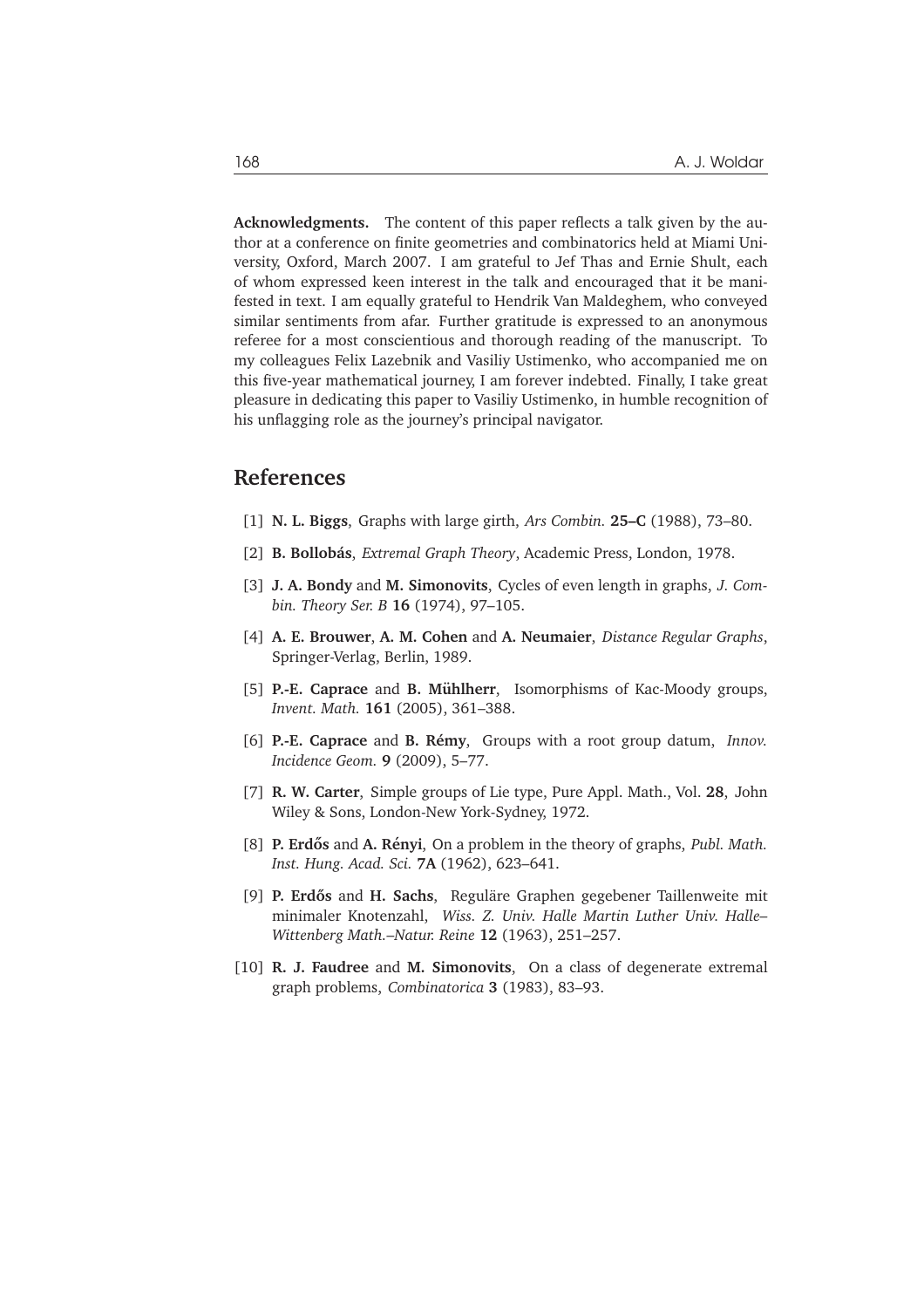**Acknowledgments.** The content of this paper reflects a talk given by the author at a conference on finite geometries and combinatorics held at Miami University, Oxford, March 2007. I am grateful to Jef Thas and Ernie Shult, each of whom expressed keen interest in the talk and encouraged that it be manifested in text. I am equally grateful to Hendrik Van Maldeghem, who conveyed similar sentiments from afar. Further gratitude is expressed to an anonymous referee for a most conscientious and thorough reading of the manuscript. To my colleagues Felix Lazebnik and Vasiliy Ustimenko, who accompanied me on this five-year mathematical journey, I am forever indebted. Finally, I take great pleasure in dedicating this paper to Vasiliy Ustimenko, in humble recognition of his unflagging role as the journey's principal navigator.

## References

[1] **N. L. Biggs**, Graphs with large girth, *Ars Combin.* **25–C** (1988), 73–80.

[2] **B. Bollobás**, *Extremal Graph Theory*, Academic Press, London, 1978.

[3] **J. A. Bondy** and **M. Simonovits**, Cycles of even length in graphs, *J. Combin. Theory Ser. B* **16** (1974), 97–105.

[4] **A. E. Brouwer**, **A. M. Cohen** and **A. Neumaier**, *Distance Regular Graphs*, Springer-Verlag, Berlin, 1989.

[5] **P.-E. Caprace** and **B. Mühlherr**, Isomorphisms of Kac-Moody groups, *Invent. Math.* **161** (2005), 361–388.

[6] **P.-E. Caprace** and **B. Rémy**, Groups with a root group datum, *Innov. Incidence Geom.* **9** (2009), 5–77.

[7] **R. W. Carter**, Simple groups of Lie type, Pure Appl. Math., Vol. **28**, John Wiley & Sons, London-New York-Sydney, 1972.

[8] **P. Erdős** and **A. Rényi**, On a problem in the theory of graphs, *Publ. Math. Inst. Hung. Acad. Sci.* **7A** (1962), 623–641.

[9] **P. Erdős** and **H. Sachs**, Reguläre Graphen gegebener Taillenweite mit minimaler Knotenzahl, *Wiss. Z. Univ. Halle Martin Luther Univ. Halle–Wittenberg Math.–Natur. Reine* **12** (1963), 251–257.

[10] **R. J. Faudree** and **M. Simonovits**, On a class of degenerate extremal graph problems, *Combinatorica* **3** (1983), 83–93.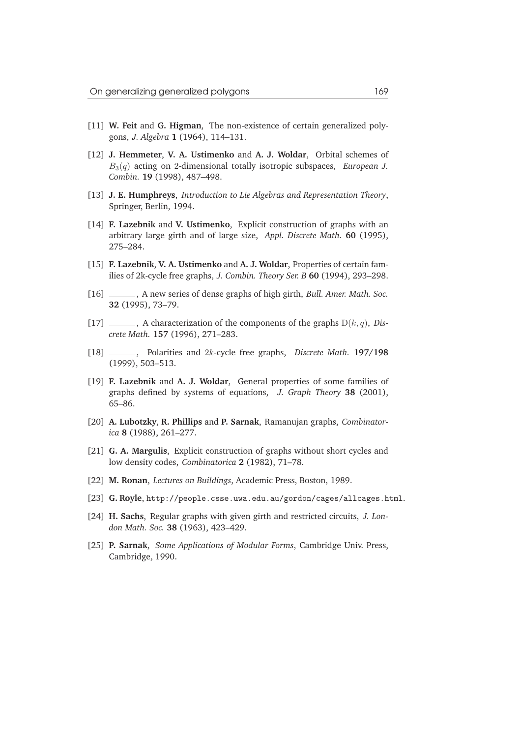[11] **W. Feit** and **G. Higman**, The non-existence of certain generalized polygons, *J. Algebra* **1** (1964), 114–131.

[12] **J. Hemmeter**, **V. A. Ustimenko** and **A. J. Woldar**, Orbital schemes of $B_3(q)$ acting on 2-dimensional totally isotropic subspaces, *European J. Combin.* **19** (1998), 487–498.

[13] **J. E. Humphreys**, *Introduction to Lie Algebras and Representation Theory*, Springer, Berlin, 1994.

[14] **F. Lazebnik** and **V. Ustimenko**, Explicit construction of graphs with an arbitrary large girth and of large size, *Appl. Discrete Math.* **60** (1995), 275–284.

[15] **F. Lazebnik**, **V. A. Ustimenko** and **A. J. Woldar**, Properties of certain families of 2k-cycle free graphs, *J. Combin. Theory Ser. B* **60** (1994), 293–298.

[16] ______, A new series of dense graphs of high girth, *Bull. Amer. Math. Soc.* **32** (1995), 73–79.

[17] ______, A characterization of the components of the graphs $\mathrm{D}(k,q)$, *Discrete Math.* **157** (1996), 271–283.

[18] ______, Polarities and $2k$-cycle free graphs, *Discrete Math.* **197/198** (1999), 503–513.

[19] **F. Lazebnik** and **A. J. Woldar**, General properties of some families of graphs defined by systems of equations, *J. Graph Theory* **38** (2001), 65–86.

[20] **A. Lubotzky**, **R. Phillips** and **P. Sarnak**, Ramanujan graphs, *Combinatorica* **8** (1988), 261–277.

[21] **G. A. Margulis**, Explicit construction of graphs without short cycles and low density codes, *Combinatorica* **2** (1982), 71–78.

[22] **M. Ronan**, *Lectures on Buildings*, Academic Press, Boston, 1989.

[23] **G. Royle**, `http://people.csse.uwa.edu.au/gordon/cages/allcages.html`.

[24] **H. Sachs**, Regular graphs with given girth and restricted circuits, *J. London Math. Soc.* **38** (1963), 423–429.

[25] **P. Sarnak**, *Some Applications of Modular Forms*, Cambridge Univ. Press, Cambridge, 1990.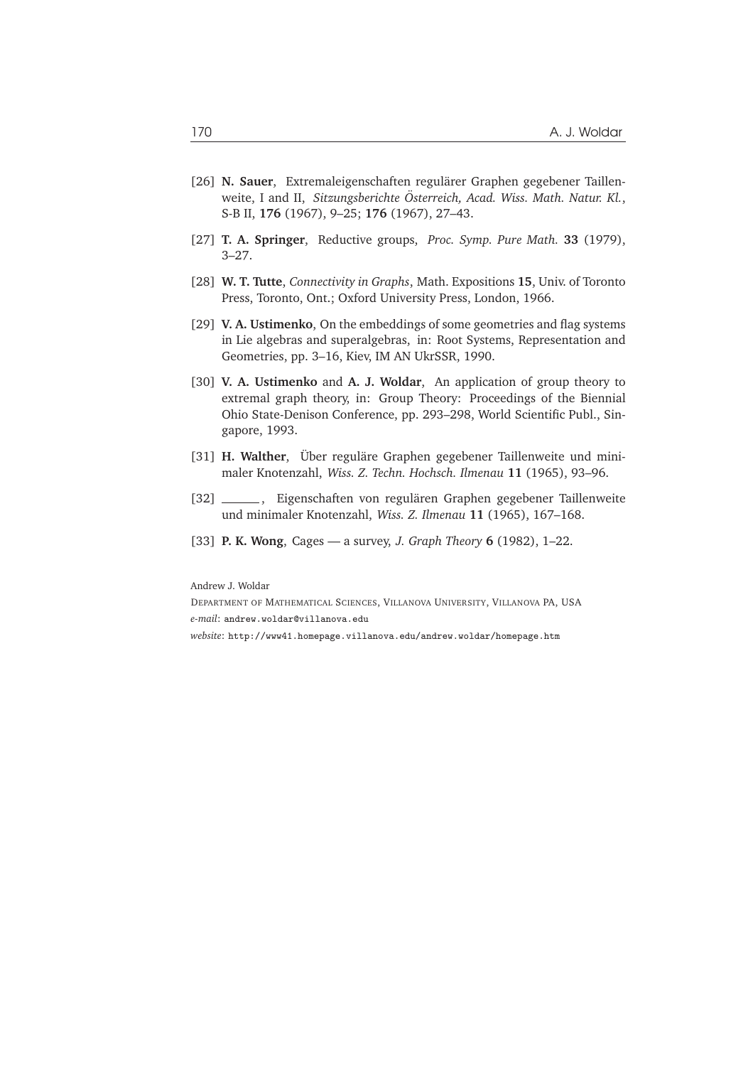[26] **N. Sauer**, Extremaleigenschaften regulärer Graphen gegebener Taillenweite, I and II, *Sitzungsberichte Österreich, Acad. Wiss. Math. Natur. Kl.*, S-B II, **176** (1967), 9–25; **176** (1967), 27–43.

[27] **T. A. Springer**, Reductive groups, *Proc. Symp. Pure Math.* **33** (1979), 3–27.

[28] **W. T. Tutte**, *Connectivity in Graphs*, Math. Expositions **15**, Univ. of Toronto Press, Toronto, Ont.; Oxford University Press, London, 1966.

[29] **V. A. Ustimenko**, On the embeddings of some geometries and flag systems in Lie algebras and superalgebras, in: Root Systems, Representation and Geometries, pp. 3–16, Kiev, IM AN UkrSSR, 1990.

[30] **V. A. Ustimenko** and **A. J. Woldar**, An application of group theory to extremal graph theory, in: Group Theory: Proceedings of the Biennial Ohio State-Denison Conference, pp. 293–298, World Scientific Publ., Singapore, 1993.

[31] **H. Walther**, Über reguläre Graphen gegebener Taillenweite und minimaler Knotenzahl, *Wiss. Z. Techn. Hochsch. Ilmenau* **11** (1965), 93–96.

[32] ______, Eigenschaften von regulären Graphen gegebener Taillenweite und minimaler Knotenzahl, *Wiss. Z. Ilmenau* **11** (1965), 167–168.

[33] **P. K. Wong**, Cages — a survey, *J. Graph Theory* **6** (1982), 1–22.

Andrew J. Woldar

Department of Mathematical Sciences, Villanova University, Villanova PA, USA

*e-mail*: andrew.woldar@villanova.edu

*website*: http://www41.homepage.villanova.edu/andrew.woldar/homepage.htm